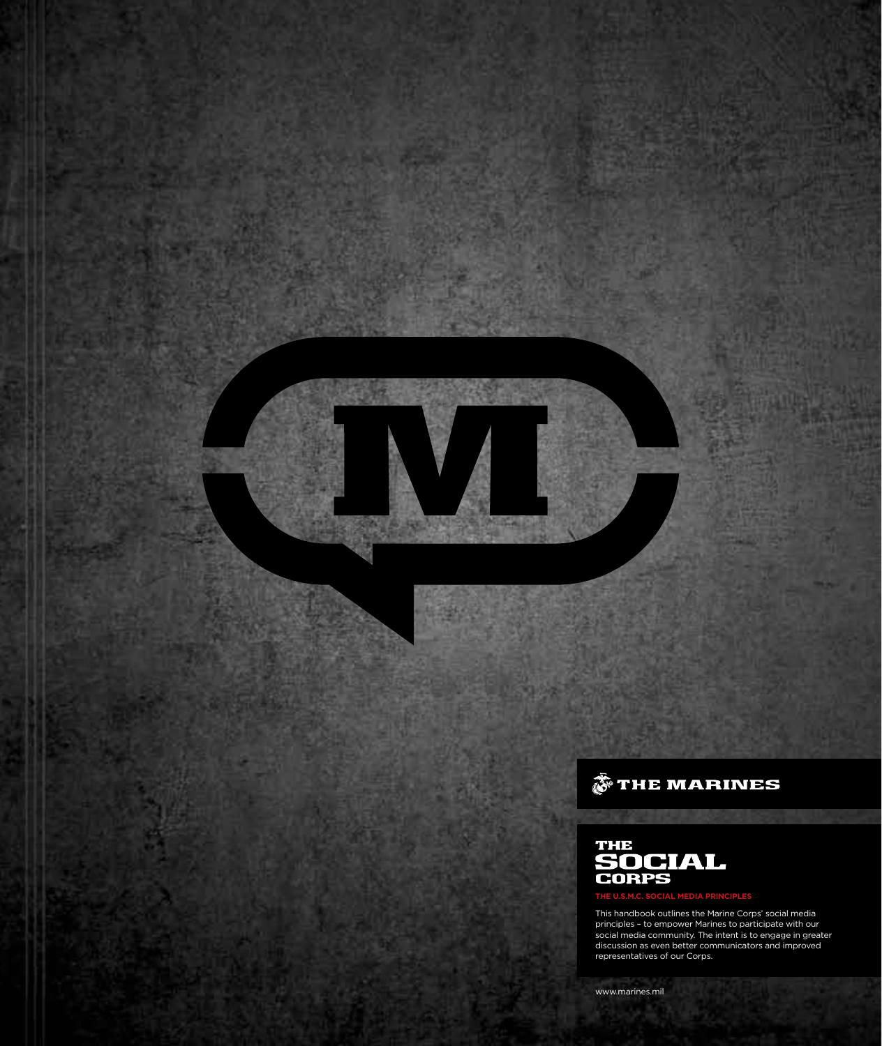THE MARINES

# THE SOCIAL CORPS

**THE U.S.M.C. SOCIAL MEDIA PRINCIPLES**

This handbook outlines the Marine Corps' social media principles – to empower Marines to participate with our social media community. The intent is to engage in greater discussion as even better communicators and improved representatives of our Corps.

www.marines.mil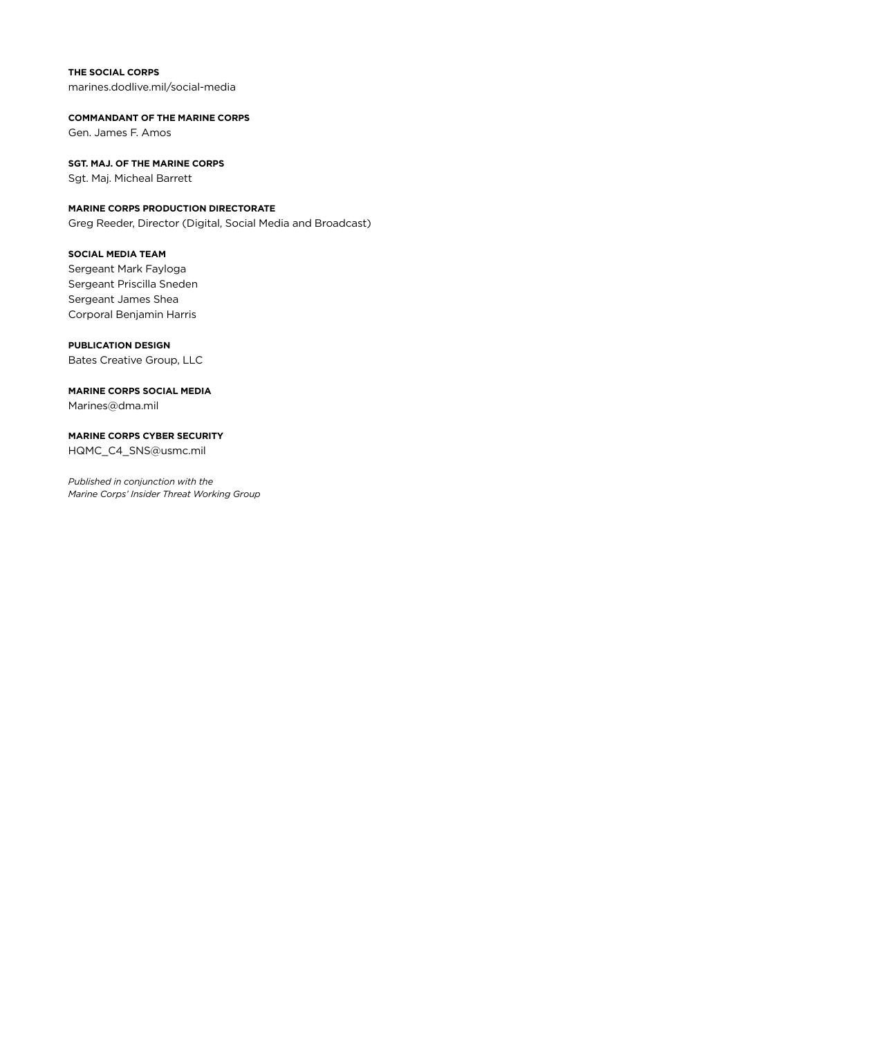**THE SOCIAL CORPS**
marines.dodlive.mil/social-media

**COMMANDANT OF THE MARINE CORPS**
Gen. James F. Amos

**SGT. MAJ. OF THE MARINE CORPS**
Sgt. Maj. Micheal Barrett

**MARINE CORPS PRODUCTION DIRECTORATE**
Greg Reeder, Director (Digital, Social Media and Broadcast)

**SOCIAL MEDIA TEAM**
Sergeant Mark Fayloga
Sergeant Priscilla Sneden
Sergeant James Shea
Corporal Benjamin Harris

**PUBLICATION DESIGN**
Bates Creative Group, LLC

**MARINE CORPS SOCIAL MEDIA**
Marines@dma.mil

**MARINE CORPS CYBER SECURITY**
HQMC_C4_SNS@usmc.mil

*Published in conjunction with the*
*Marine Corps' Insider Threat Working Group*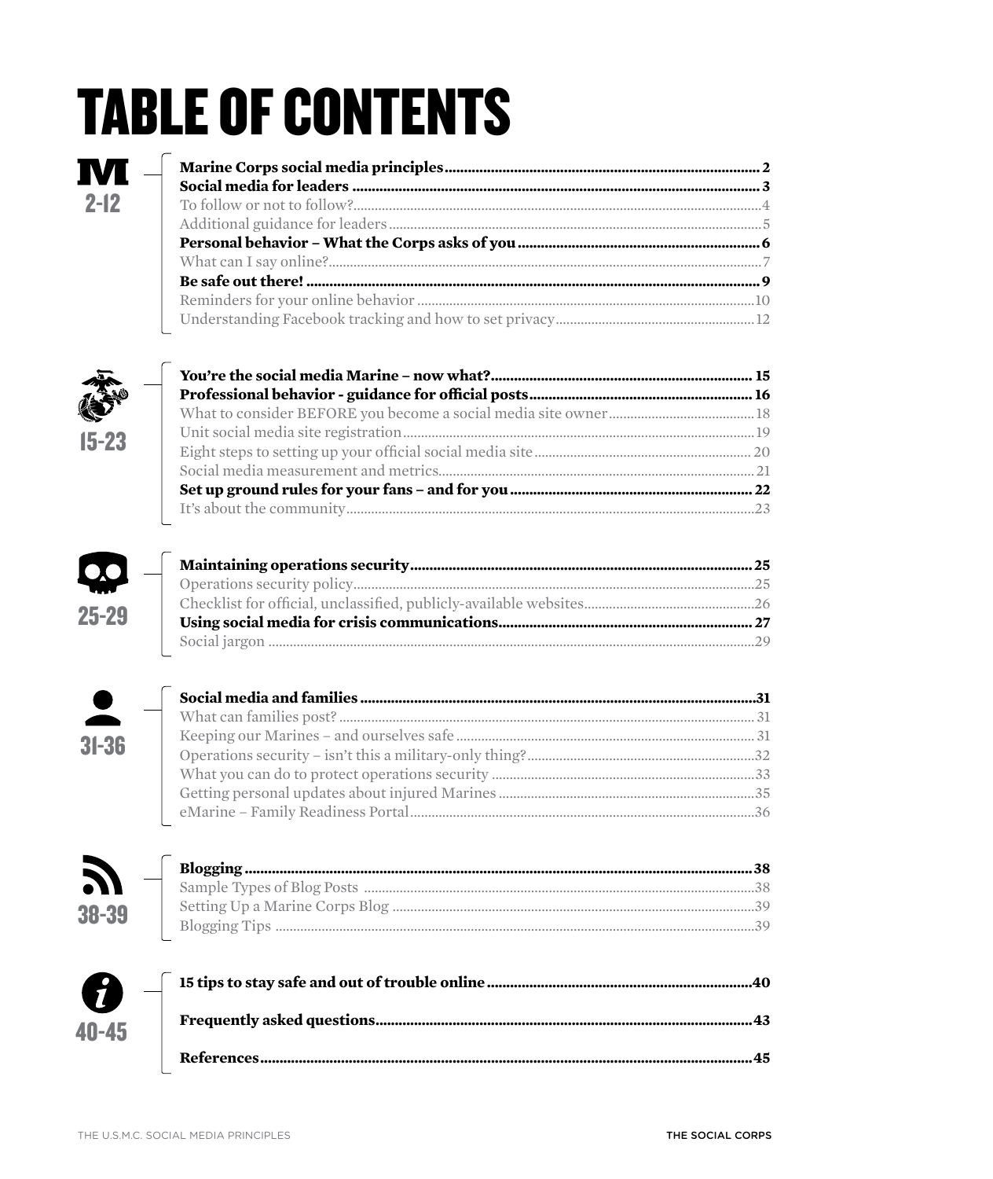# TABLE OF CONTENTS

**2-12**

**Marine Corps social media principles** .......... 2
**Social media for leaders** .......... 3
To follow or not to follow? .......... 4
Additional guidance for leaders .......... 5
**Personal behavior – What the Corps asks of you** .......... 6
What can I say online? .......... 7
**Be safe out there!** .......... 9
Reminders for your online behavior .......... 10
Understanding Facebook tracking and how to set privacy .......... 12

**15-23**

**You're the social media Marine – now what?** .......... 15
**Professional behavior - guidance for official posts** .......... 16
What to consider BEFORE you become a social media site owner .......... 18
Unit social media site registration .......... 19
Eight steps to setting up your official social media site .......... 20
Social media measurement and metrics .......... 21
**Set up ground rules for your fans – and for you** .......... 22
It's about the community .......... 23

**25-29**

**Maintaining operations security** .......... 25
Operations security policy .......... 25
Checklist for official, unclassified, publicly-available websites .......... 26
**Using social media for crisis communications** .......... 27
Social jargon .......... 29

**31-36**

**Social media and families** .......... 31
What can families post? .......... 31
Keeping our Marines – and ourselves safe .......... 31
Operations security – isn't this a military-only thing? .......... 32
What you can do to protect operations security .......... 33
Getting personal updates about injured Marines .......... 35
eMarine – Family Readiness Portal .......... 36

**38-39**

**Blogging** .......... 38
Sample Types of Blog Posts .......... 38
Setting Up a Marine Corps Blog .......... 39
Blogging Tips .......... 39

**40-45**

**15 tips to stay safe and out of trouble online** .......... 40

**Frequently asked questions** .......... 43

**References** .......... 45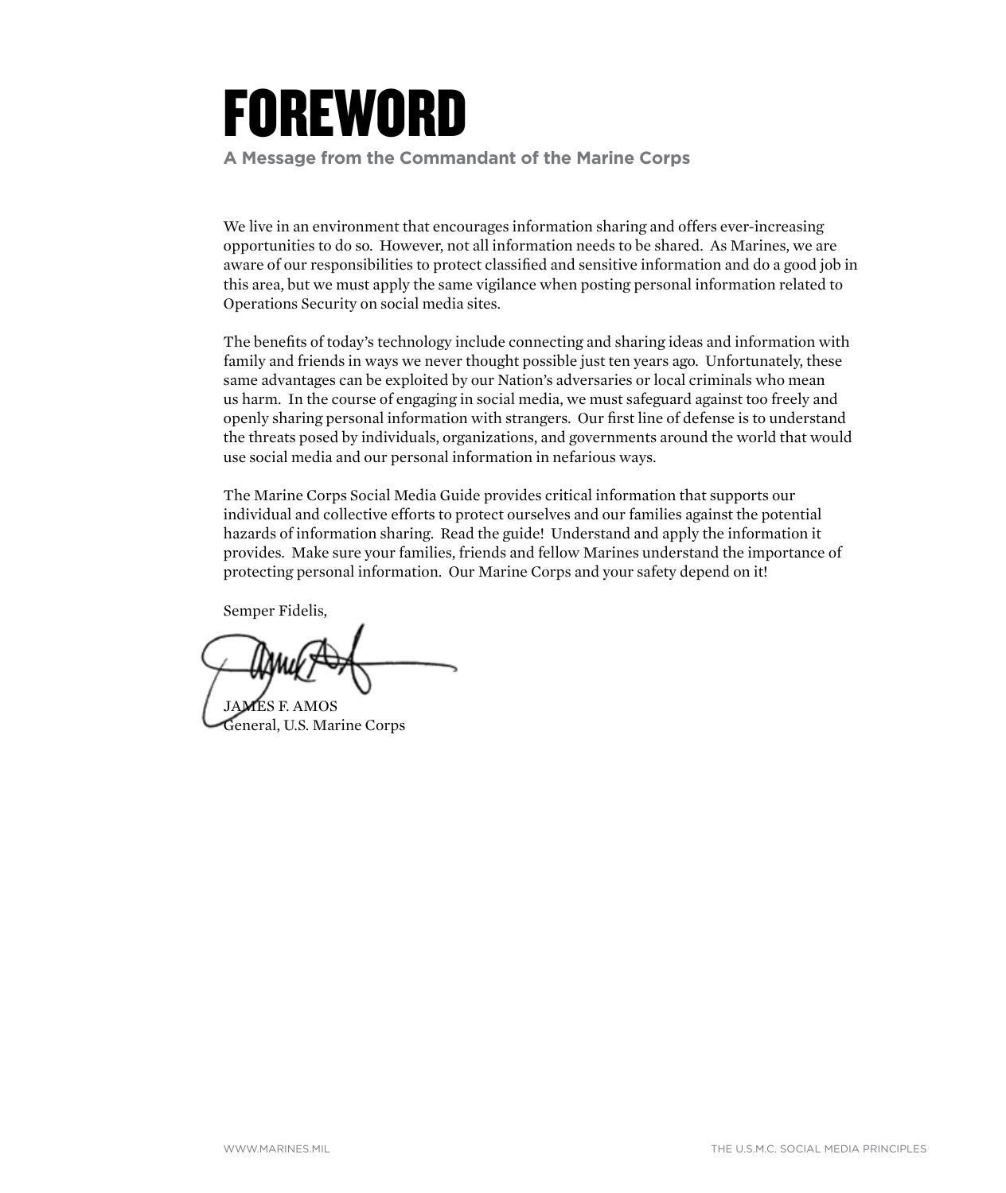# FOREWORD

**A Message from the Commandant of the Marine Corps**

We live in an environment that encourages information sharing and offers ever-increasing opportunities to do so. However, not all information needs to be shared. As Marines, we are aware of our responsibilities to protect classified and sensitive information and do a good job in this area, but we must apply the same vigilance when posting personal information related to Operations Security on social media sites.

The benefits of today's technology include connecting and sharing ideas and information with family and friends in ways we never thought possible just ten years ago. Unfortunately, these same advantages can be exploited by our Nation's adversaries or local criminals who mean us harm. In the course of engaging in social media, we must safeguard against too freely and openly sharing personal information with strangers. Our first line of defense is to understand the threats posed by individuals, organizations, and governments around the world that would use social media and our personal information in nefarious ways.

The Marine Corps Social Media Guide provides critical information that supports our individual and collective efforts to protect ourselves and our families against the potential hazards of information sharing. Read the guide! Understand and apply the information it provides. Make sure your families, friends and fellow Marines understand the importance of protecting personal information. Our Marine Corps and your safety depend on it!

Semper Fidelis,

JAMES F. AMOS
General, U.S. Marine Corps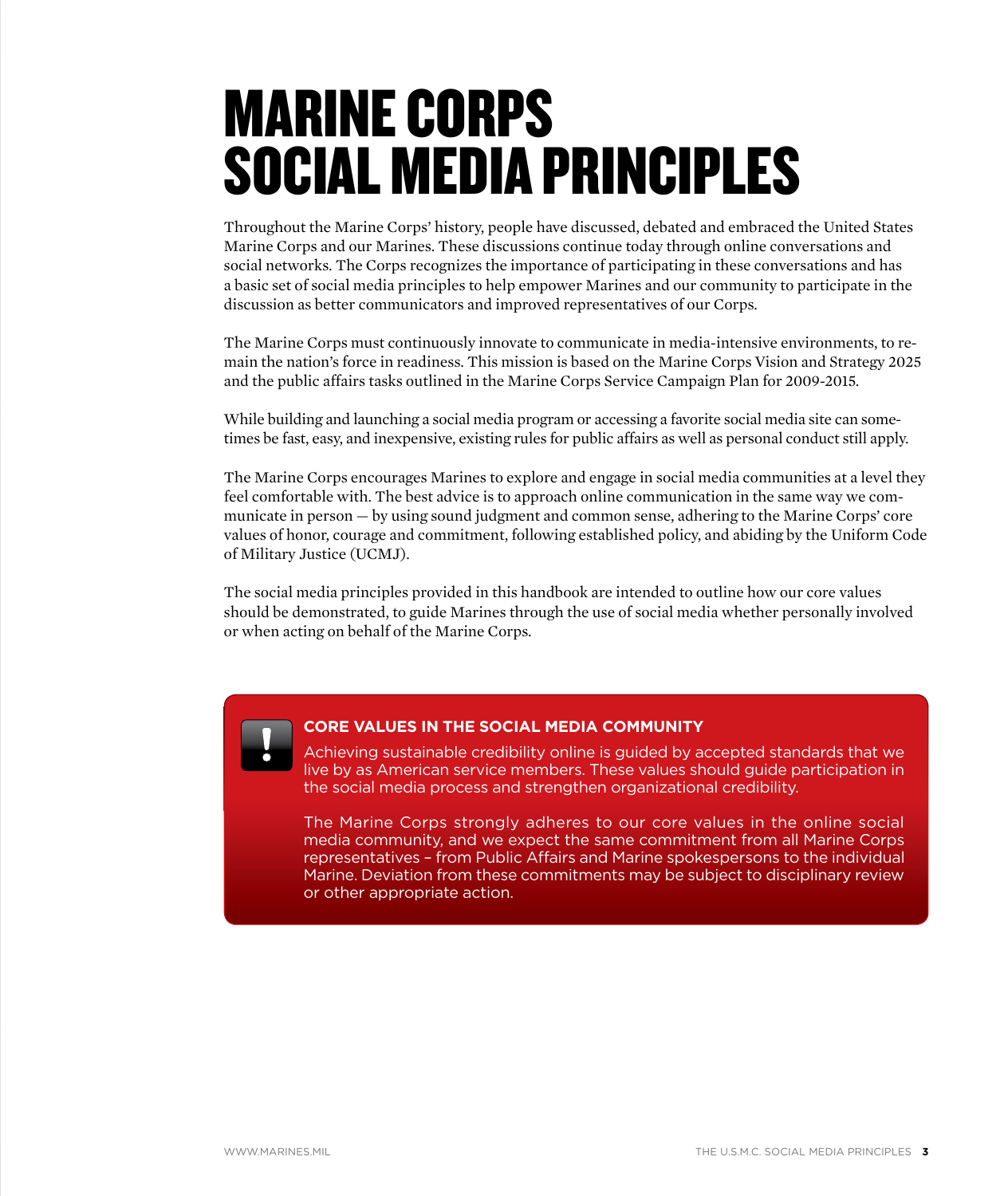# MARINE CORPS SOCIAL MEDIA PRINCIPLES

Throughout the Marine Corps' history, people have discussed, debated and embraced the United States Marine Corps and our Marines. These discussions continue today through online conversations and social networks. The Corps recognizes the importance of participating in these conversations and has a basic set of social media principles to help empower Marines and our community to participate in the discussion as better communicators and improved representatives of our Corps.

The Marine Corps must continuously innovate to communicate in media-intensive environments, to remain the nation's force in readiness. This mission is based on the Marine Corps Vision and Strategy 2025 and the public affairs tasks outlined in the Marine Corps Service Campaign Plan for 2009-2015.

While building and launching a social media program or accessing a favorite social media site can sometimes be fast, easy, and inexpensive, existing rules for public affairs as well as personal conduct still apply.

The Marine Corps encourages Marines to explore and engage in social media communities at a level they feel comfortable with. The best advice is to approach online communication in the same way we communicate in person — by using sound judgment and common sense, adhering to the Marine Corps' core values of honor, courage and commitment, following established policy, and abiding by the Uniform Code of Military Justice (UCMJ).

The social media principles provided in this handbook are intended to outline how our core values should be demonstrated, to guide Marines through the use of social media whether personally involved or when acting on behalf of the Marine Corps.

### CORE VALUES IN THE SOCIAL MEDIA COMMUNITY

Achieving sustainable credibility online is guided by accepted standards that we live by as American service members. These values should guide participation in the social media process and strengthen organizational credibility.

The Marine Corps strongly adheres to our core values in the online social media community, and we expect the same commitment from all Marine Corps representatives – from Public Affairs and Marine spokespersons to the individual Marine. Deviation from these commitments may be subject to disciplinary review or other appropriate action.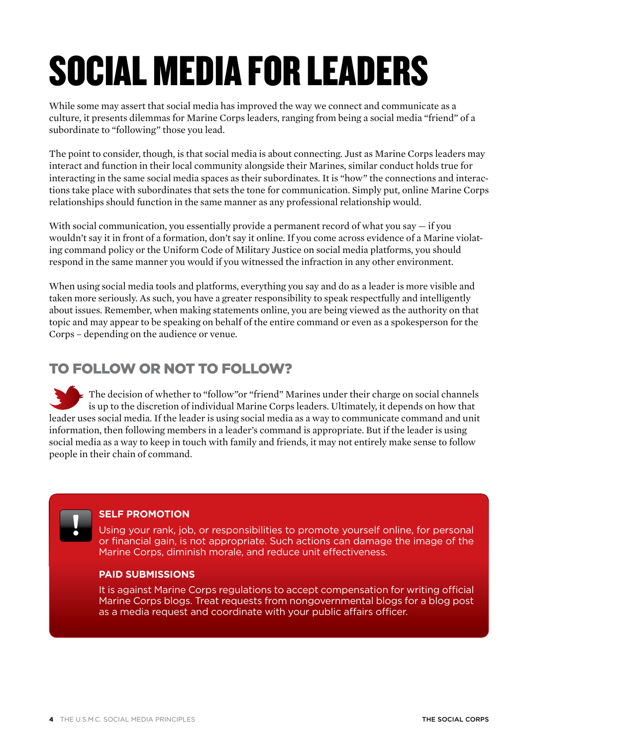# SOCIAL MEDIA FOR LEADERS

While some may assert that social media has improved the way we connect and communicate as a culture, it presents dilemmas for Marine Corps leaders, ranging from being a social media "friend" of a subordinate to "following" those you lead.

The point to consider, though, is that social media is about connecting. Just as Marine Corps leaders may interact and function in their local community alongside their Marines, similar conduct holds true for interacting in the same social media spaces as their subordinates. It is "how" the connections and interactions take place with subordinates that sets the tone for communication. Simply put, online Marine Corps relationships should function in the same manner as any professional relationship would.

With social communication, you essentially provide a permanent record of what you say — if you wouldn't say it in front of a formation, don't say it online. If you come across evidence of a Marine violating command policy or the Uniform Code of Military Justice on social media platforms, you should respond in the same manner you would if you witnessed the infraction in any other environment.

When using social media tools and platforms, everything you say and do as a leader is more visible and taken more seriously. As such, you have a greater responsibility to speak respectfully and intelligently about issues. Remember, when making statements online, you are being viewed as the authority on that topic and may appear to be speaking on behalf of the entire command or even as a spokesperson for the Corps – depending on the audience or venue.

## TO FOLLOW OR NOT TO FOLLOW?

The decision of whether to "follow"or "friend" Marines under their charge on social channels is up to the discretion of individual Marine Corps leaders. Ultimately, it depends on how that leader uses social media. If the leader is using social media as a way to communicate command and unit information, then following members in a leader's command is appropriate. But if the leader is using social media as a way to keep in touch with family and friends, it may not entirely make sense to follow people in their chain of command.

**SELF PROMOTION**

Using your rank, job, or responsibilities to promote yourself online, for personal or financial gain, is not appropriate. Such actions can damage the image of the Marine Corps, diminish morale, and reduce unit effectiveness.

**PAID SUBMISSIONS**

It is against Marine Corps regulations to accept compensation for writing official Marine Corps blogs. Treat requests from nongovernmental blogs for a blog post as a media request and coordinate with your public affairs officer.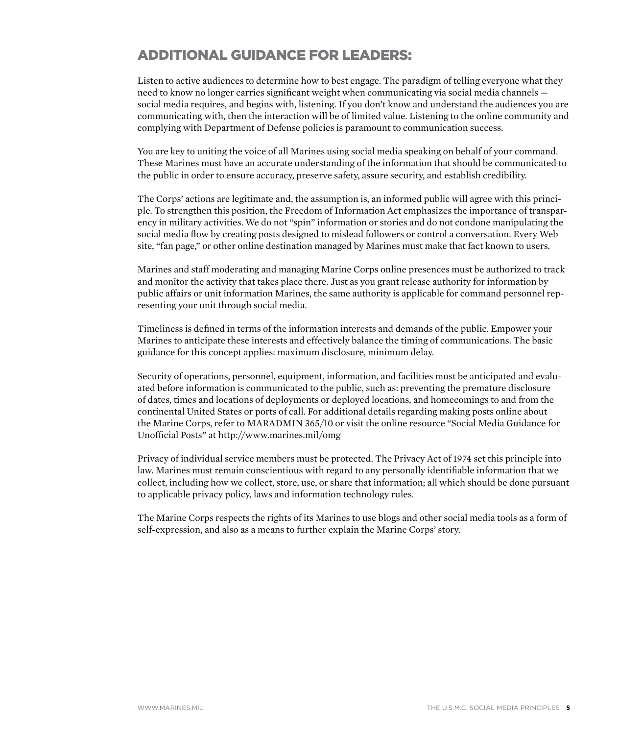## ADDITIONAL GUIDANCE FOR LEADERS:

Listen to active audiences to determine how to best engage. The paradigm of telling everyone what they need to know no longer carries significant weight when communicating via social media channels — social media requires, and begins with, listening. If you don't know and understand the audiences you are communicating with, then the interaction will be of limited value. Listening to the online community and complying with Department of Defense policies is paramount to communication success.

You are key to uniting the voice of all Marines using social media speaking on behalf of your command. These Marines must have an accurate understanding of the information that should be communicated to the public in order to ensure accuracy, preserve safety, assure security, and establish credibility.

The Corps' actions are legitimate and, the assumption is, an informed public will agree with this principle. To strengthen this position, the Freedom of Information Act emphasizes the importance of transparency in military activities. We do not "spin" information or stories and do not condone manipulating the social media flow by creating posts designed to mislead followers or control a conversation. Every Web site, "fan page," or other online destination managed by Marines must make that fact known to users.

Marines and staff moderating and managing Marine Corps online presences must be authorized to track and monitor the activity that takes place there. Just as you grant release authority for information by public affairs or unit information Marines, the same authority is applicable for command personnel representing your unit through social media.

Timeliness is defined in terms of the information interests and demands of the public. Empower your Marines to anticipate these interests and effectively balance the timing of communications. The basic guidance for this concept applies: maximum disclosure, minimum delay.

Security of operations, personnel, equipment, information, and facilities must be anticipated and evaluated before information is communicated to the public, such as: preventing the premature disclosure of dates, times and locations of deployments or deployed locations, and homecomings to and from the continental United States or ports of call. For additional details regarding making posts online about the Marine Corps, refer to MARADMIN 365/10 or visit the online resource "Social Media Guidance for Unofficial Posts" at http://www.marines.mil/omg

Privacy of individual service members must be protected. The Privacy Act of 1974 set this principle into law. Marines must remain conscientious with regard to any personally identifiable information that we collect, including how we collect, store, use, or share that information; all which should be done pursuant to applicable privacy policy, laws and information technology rules.

The Marine Corps respects the rights of its Marines to use blogs and other social media tools as a form of self-expression, and also as a means to further explain the Marine Corps' story.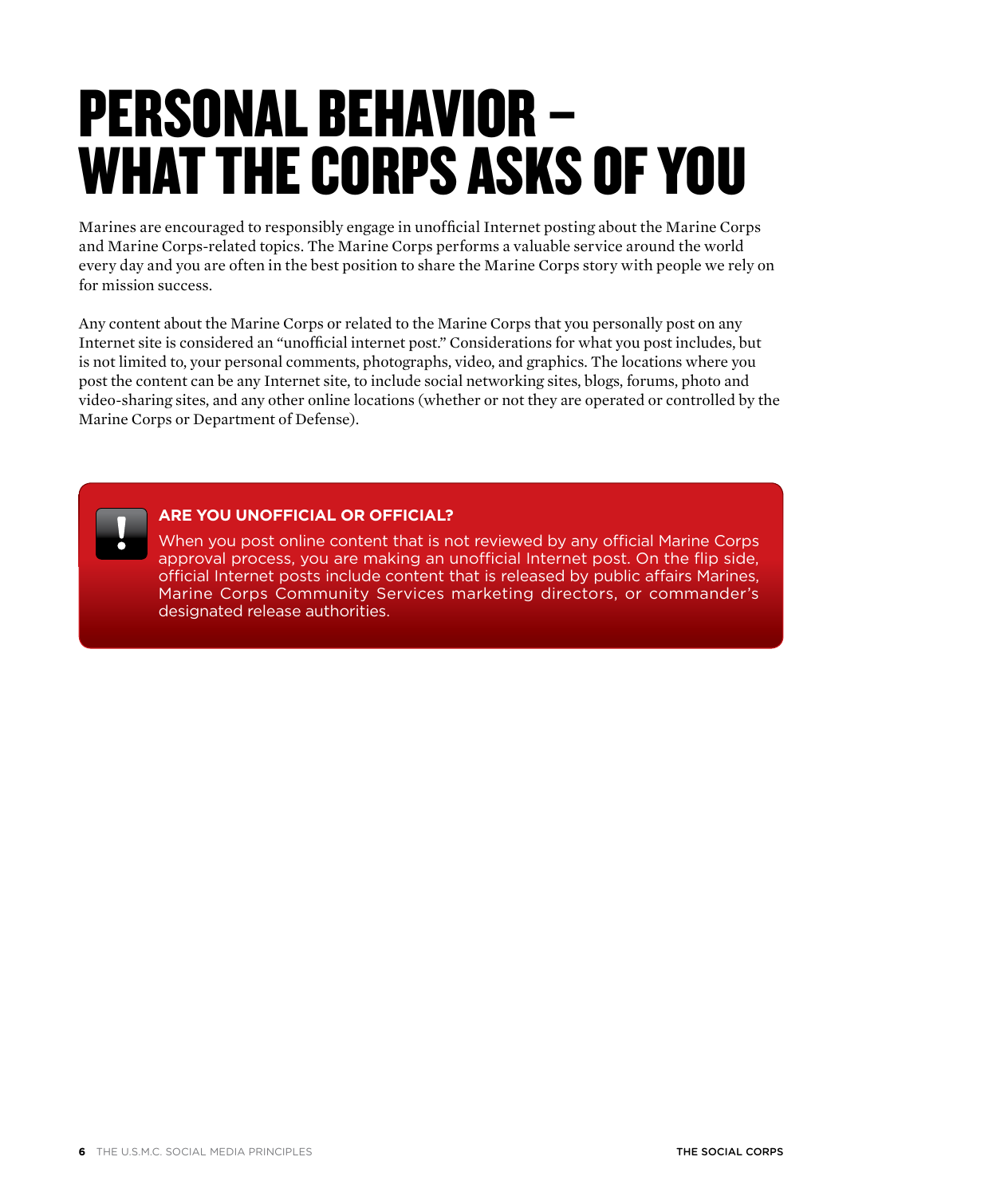# PERSONAL BEHAVIOR – WHAT THE CORPS ASKS OF YOU

Marines are encouraged to responsibly engage in unofficial Internet posting about the Marine Corps and Marine Corps-related topics. The Marine Corps performs a valuable service around the world every day and you are often in the best position to share the Marine Corps story with people we rely on for mission success.

Any content about the Marine Corps or related to the Marine Corps that you personally post on any Internet site is considered an "unofficial internet post." Considerations for what you post includes, but is not limited to, your personal comments, photographs, video, and graphics. The locations where you post the content can be any Internet site, to include social networking sites, blogs, forums, photo and video-sharing sites, and any other online locations (whether or not they are operated or controlled by the Marine Corps or Department of Defense).

**ARE YOU UNOFFICIAL OR OFFICIAL?**

When you post online content that is not reviewed by any official Marine Corps approval process, you are making an unofficial Internet post. On the flip side, official Internet posts include content that is released by public affairs Marines, Marine Corps Community Services marketing directors, or commander's designated release authorities.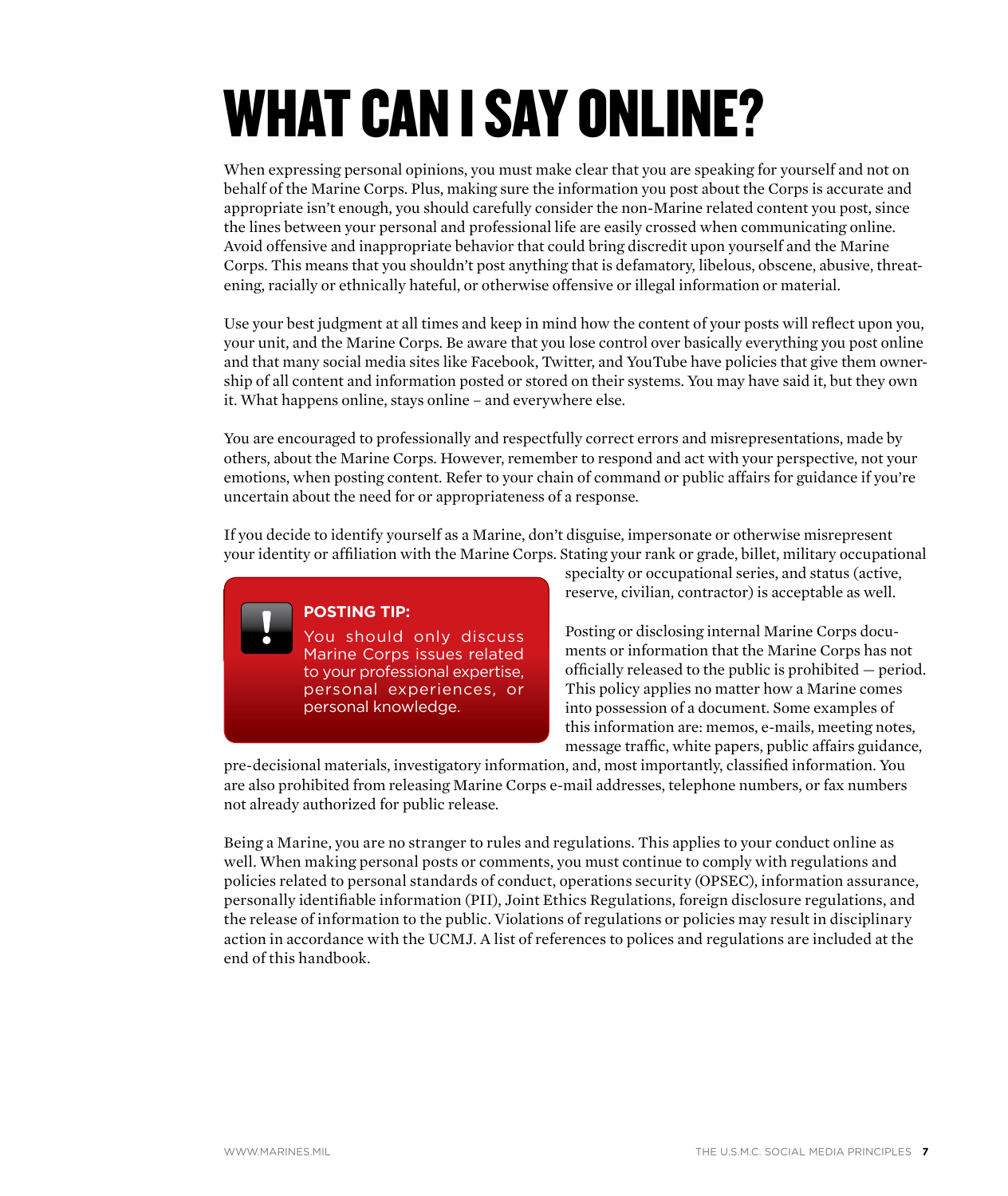# WHAT CAN I SAY ONLINE?

When expressing personal opinions, you must make clear that you are speaking for yourself and not on behalf of the Marine Corps. Plus, making sure the information you post about the Corps is accurate and appropriate isn't enough, you should carefully consider the non-Marine related content you post, since the lines between your personal and professional life are easily crossed when communicating online. Avoid offensive and inappropriate behavior that could bring discredit upon yourself and the Marine Corps. This means that you shouldn't post anything that is defamatory, libelous, obscene, abusive, threatening, racially or ethnically hateful, or otherwise offensive or illegal information or material.

Use your best judgment at all times and keep in mind how the content of your posts will reflect upon you, your unit, and the Marine Corps. Be aware that you lose control over basically everything you post online and that many social media sites like Facebook, Twitter, and YouTube have policies that give them ownership of all content and information posted or stored on their systems. You may have said it, but they own it. What happens online, stays online – and everywhere else.

You are encouraged to professionally and respectfully correct errors and misrepresentations, made by others, about the Marine Corps. However, remember to respond and act with your perspective, not your emotions, when posting content. Refer to your chain of command or public affairs for guidance if you're uncertain about the need for or appropriateness of a response.

If you decide to identify yourself as a Marine, don't disguise, impersonate or otherwise misrepresent your identity or affiliation with the Marine Corps. Stating your rank or grade, billet, military occupational specialty or occupational series, and status (active, reserve, civilian, contractor) is acceptable as well.

> **POSTING TIP:**
> You should only discuss Marine Corps issues related to your professional expertise, personal experiences, or personal knowledge.

Posting or disclosing internal Marine Corps documents or information that the Marine Corps has not officially released to the public is prohibited — period. This policy applies no matter how a Marine comes into possession of a document. Some examples of this information are: memos, e-mails, meeting notes, message traffic, white papers, public affairs guidance, pre-decisional materials, investigatory information, and, most importantly, classified information. You are also prohibited from releasing Marine Corps e-mail addresses, telephone numbers, or fax numbers not already authorized for public release.

Being a Marine, you are no stranger to rules and regulations. This applies to your conduct online as well. When making personal posts or comments, you must continue to comply with regulations and policies related to personal standards of conduct, operations security (OPSEC), information assurance, personally identifiable information (PII), Joint Ethics Regulations, foreign disclosure regulations, and the release of information to the public. Violations of regulations or policies may result in disciplinary action in accordance with the UCMJ. A list of references to polices and regulations are included at the end of this handbook.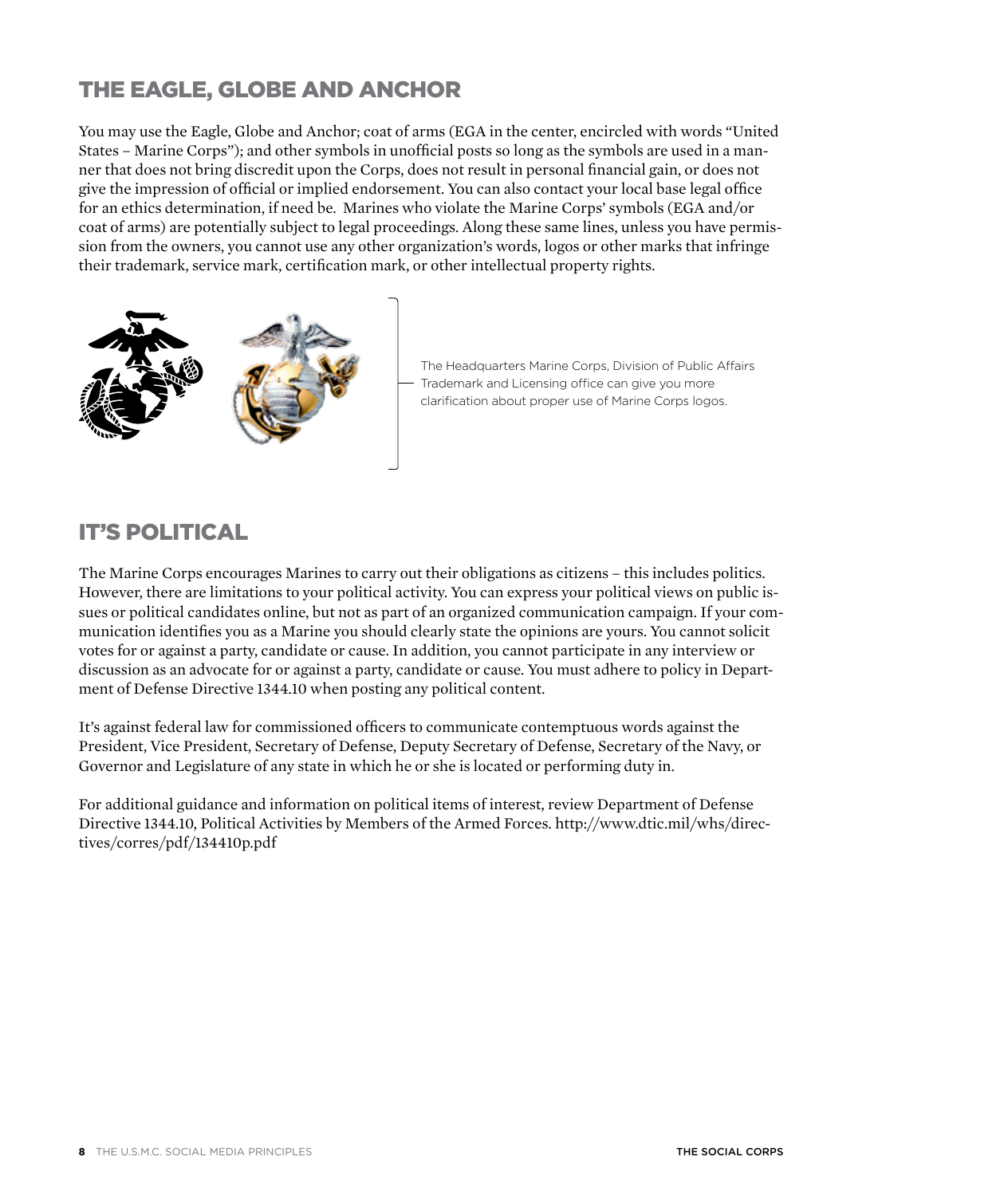## THE EAGLE, GLOBE AND ANCHOR

You may use the Eagle, Globe and Anchor; coat of arms (EGA in the center, encircled with words "United States – Marine Corps"); and other symbols in unofficial posts so long as the symbols are used in a manner that does not bring discredit upon the Corps, does not result in personal financial gain, or does not give the impression of official or implied endorsement. You can also contact your local base legal office for an ethics determination, if need be. Marines who violate the Marine Corps' symbols (EGA and/or coat of arms) are potentially subject to legal proceedings. Along these same lines, unless you have permission from the owners, you cannot use any other organization's words, logos or other marks that infringe their trademark, service mark, certification mark, or other intellectual property rights.

The Headquarters Marine Corps, Division of Public Affairs Trademark and Licensing office can give you more clarification about proper use of Marine Corps logos.

## IT'S POLITICAL

The Marine Corps encourages Marines to carry out their obligations as citizens – this includes politics. However, there are limitations to your political activity. You can express your political views on public issues or political candidates online, but not as part of an organized communication campaign. If your communication identifies you as a Marine you should clearly state the opinions are yours. You cannot solicit votes for or against a party, candidate or cause. In addition, you cannot participate in any interview or discussion as an advocate for or against a party, candidate or cause. You must adhere to policy in Department of Defense Directive 1344.10 when posting any political content.

It's against federal law for commissioned officers to communicate contemptuous words against the President, Vice President, Secretary of Defense, Deputy Secretary of Defense, Secretary of the Navy, or Governor and Legislature of any state in which he or she is located or performing duty in.

For additional guidance and information on political items of interest, review Department of Defense Directive 1344.10, Political Activities by Members of the Armed Forces. http://www.dtic.mil/whs/directives/corres/pdf/134410p.pdf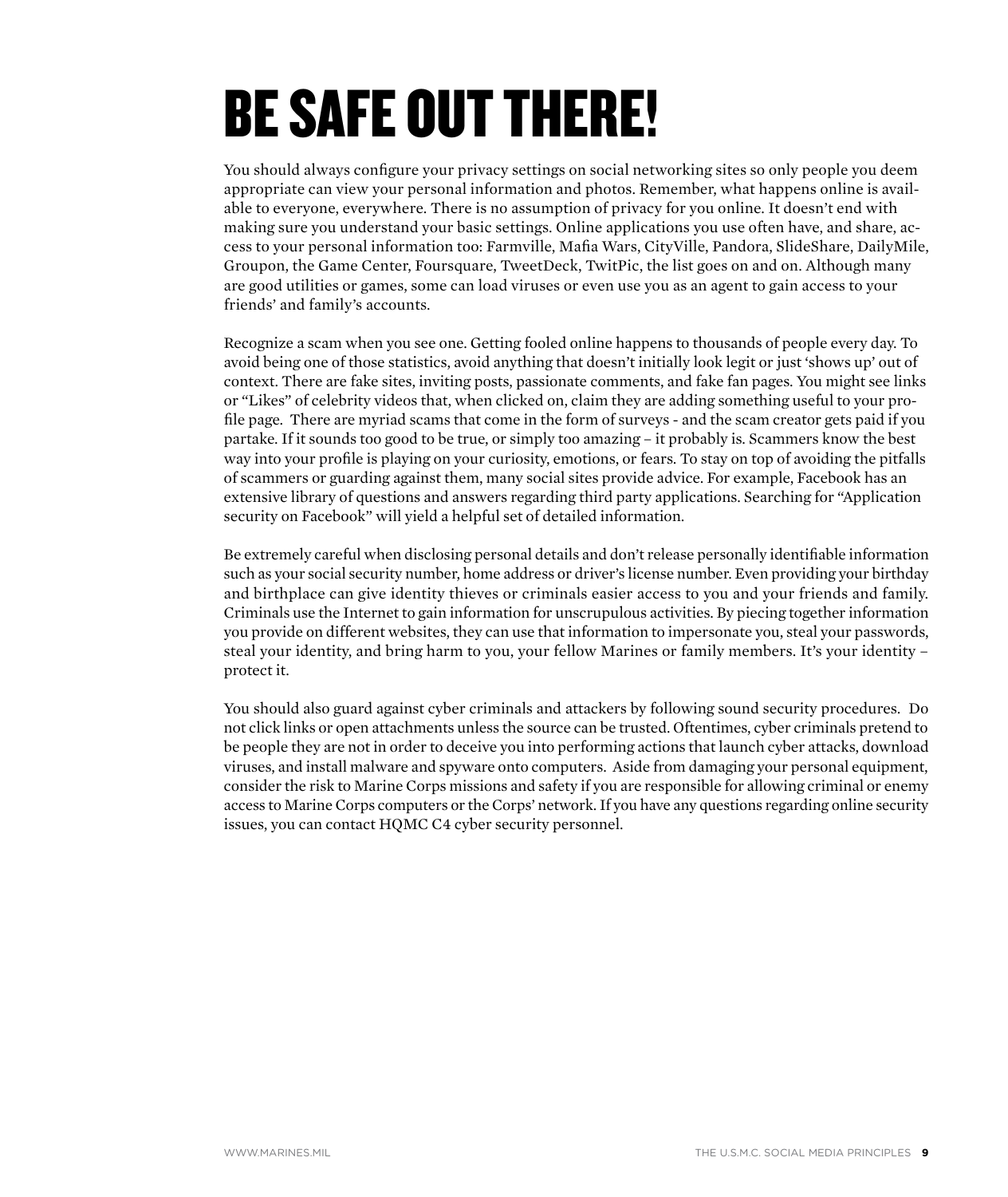# BE SAFE OUT THERE!

You should always configure your privacy settings on social networking sites so only people you deem appropriate can view your personal information and photos. Remember, what happens online is available to everyone, everywhere. There is no assumption of privacy for you online. It doesn't end with making sure you understand your basic settings. Online applications you use often have, and share, access to your personal information too: Farmville, Mafia Wars, CityVille, Pandora, SlideShare, DailyMile, Groupon, the Game Center, Foursquare, TweetDeck, TwitPic, the list goes on and on. Although many are good utilities or games, some can load viruses or even use you as an agent to gain access to your friends' and family's accounts.

Recognize a scam when you see one. Getting fooled online happens to thousands of people every day. To avoid being one of those statistics, avoid anything that doesn't initially look legit or just 'shows up' out of context. There are fake sites, inviting posts, passionate comments, and fake fan pages. You might see links or "Likes" of celebrity videos that, when clicked on, claim they are adding something useful to your profile page. There are myriad scams that come in the form of surveys - and the scam creator gets paid if you partake. If it sounds too good to be true, or simply too amazing – it probably is. Scammers know the best way into your profile is playing on your curiosity, emotions, or fears. To stay on top of avoiding the pitfalls of scammers or guarding against them, many social sites provide advice. For example, Facebook has an extensive library of questions and answers regarding third party applications. Searching for "Application security on Facebook" will yield a helpful set of detailed information.

Be extremely careful when disclosing personal details and don't release personally identifiable information such as your social security number, home address or driver's license number. Even providing your birthday and birthplace can give identity thieves or criminals easier access to you and your friends and family. Criminals use the Internet to gain information for unscrupulous activities. By piecing together information you provide on different websites, they can use that information to impersonate you, steal your passwords, steal your identity, and bring harm to you, your fellow Marines or family members. It's your identity – protect it.

You should also guard against cyber criminals and attackers by following sound security procedures. Do not click links or open attachments unless the source can be trusted. Oftentimes, cyber criminals pretend to be people they are not in order to deceive you into performing actions that launch cyber attacks, download viruses, and install malware and spyware onto computers. Aside from damaging your personal equipment, consider the risk to Marine Corps missions and safety if you are responsible for allowing criminal or enemy access to Marine Corps computers or the Corps' network. If you have any questions regarding online security issues, you can contact HQMC C4 cyber security personnel.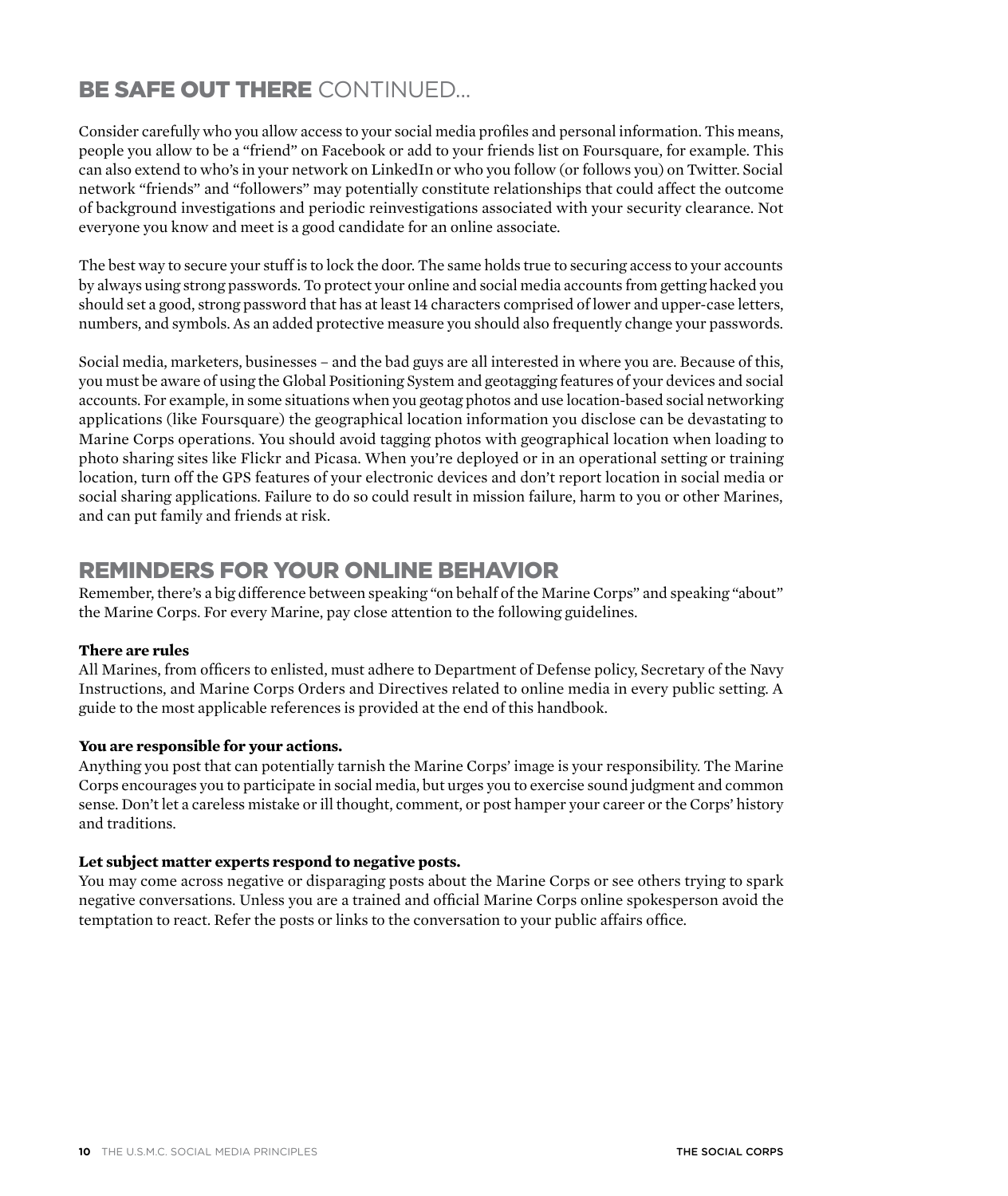## BE SAFE OUT THERE CONTINUED...

Consider carefully who you allow access to your social media profiles and personal information. This means, people you allow to be a "friend" on Facebook or add to your friends list on Foursquare, for example. This can also extend to who's in your network on LinkedIn or who you follow (or follows you) on Twitter. Social network "friends" and "followers" may potentially constitute relationships that could affect the outcome of background investigations and periodic reinvestigations associated with your security clearance. Not everyone you know and meet is a good candidate for an online associate.

The best way to secure your stuff is to lock the door. The same holds true to securing access to your accounts by always using strong passwords. To protect your online and social media accounts from getting hacked you should set a good, strong password that has at least 14 characters comprised of lower and upper-case letters, numbers, and symbols. As an added protective measure you should also frequently change your passwords.

Social media, marketers, businesses – and the bad guys are all interested in where you are. Because of this, you must be aware of using the Global Positioning System and geotagging features of your devices and social accounts. For example, in some situations when you geotag photos and use location-based social networking applications (like Foursquare) the geographical location information you disclose can be devastating to Marine Corps operations. You should avoid tagging photos with geographical location when loading to photo sharing sites like Flickr and Picasa. When you're deployed or in an operational setting or training location, turn off the GPS features of your electronic devices and don't report location in social media or social sharing applications. Failure to do so could result in mission failure, harm to you or other Marines, and can put family and friends at risk.

## REMINDERS FOR YOUR ONLINE BEHAVIOR

Remember, there's a big difference between speaking "on behalf of the Marine Corps" and speaking "about" the Marine Corps. For every Marine, pay close attention to the following guidelines.

**There are rules**

All Marines, from officers to enlisted, must adhere to Department of Defense policy, Secretary of the Navy Instructions, and Marine Corps Orders and Directives related to online media in every public setting. A guide to the most applicable references is provided at the end of this handbook.

**You are responsible for your actions.**

Anything you post that can potentially tarnish the Marine Corps' image is your responsibility. The Marine Corps encourages you to participate in social media, but urges you to exercise sound judgment and common sense. Don't let a careless mistake or ill thought, comment, or post hamper your career or the Corps' history and traditions.

**Let subject matter experts respond to negative posts.**

You may come across negative or disparaging posts about the Marine Corps or see others trying to spark negative conversations. Unless you are a trained and official Marine Corps online spokesperson avoid the temptation to react. Refer the posts or links to the conversation to your public affairs office.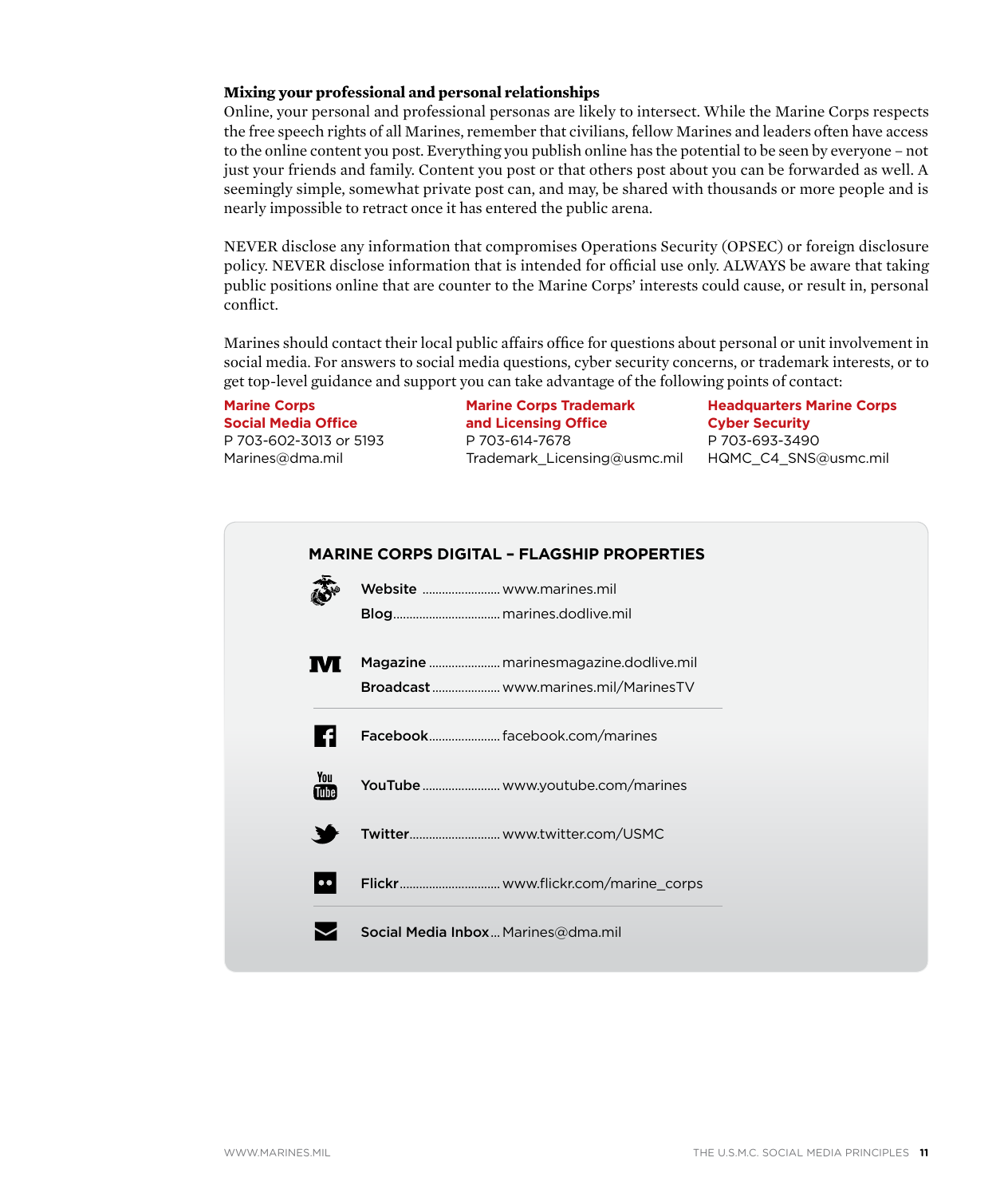### Mixing your professional and personal relationships

Online, your personal and professional personas are likely to intersect. While the Marine Corps respects the free speech rights of all Marines, remember that civilians, fellow Marines and leaders often have access to the online content you post. Everything you publish online has the potential to be seen by everyone – not just your friends and family. Content you post or that others post about you can be forwarded as well. A seemingly simple, somewhat private post can, and may, be shared with thousands or more people and is nearly impossible to retract once it has entered the public arena.

NEVER disclose any information that compromises Operations Security (OPSEC) or foreign disclosure policy. NEVER disclose information that is intended for official use only. ALWAYS be aware that taking public positions online that are counter to the Marine Corps' interests could cause, or result in, personal conflict.

Marines should contact their local public affairs office for questions about personal or unit involvement in social media. For answers to social media questions, cyber security concerns, or trademark interests, or to get top-level guidance and support you can take advantage of the following points of contact:

**Marine Corps Social Media Office**
P 703-602-3013 or 5193
Marines@dma.mil

**Marine Corps Trademark and Licensing Office**
P 703-614-7678
Trademark_Licensing@usmc.mil

**Headquarters Marine Corps Cyber Security**
P 703-693-3490
HQMC_C4_SNS@usmc.mil

## MARINE CORPS DIGITAL – FLAGSHIP PROPERTIES

- **Website** ........ www.marines.mil
- **Blog** ........ marines.dodlive.mil
- **Magazine** ........ marinesmagazine.dodlive.mil
- **Broadcast** ........ www.marines.mil/MarinesTV

---

- **Facebook** ........ facebook.com/marines
- **YouTube** ........ www.youtube.com/marines
- **Twitter** ........ www.twitter.com/USMC
- **Flickr** ........ www.flickr.com/marine_corps

---

- **Social Media Inbox** ... Marines@dma.mil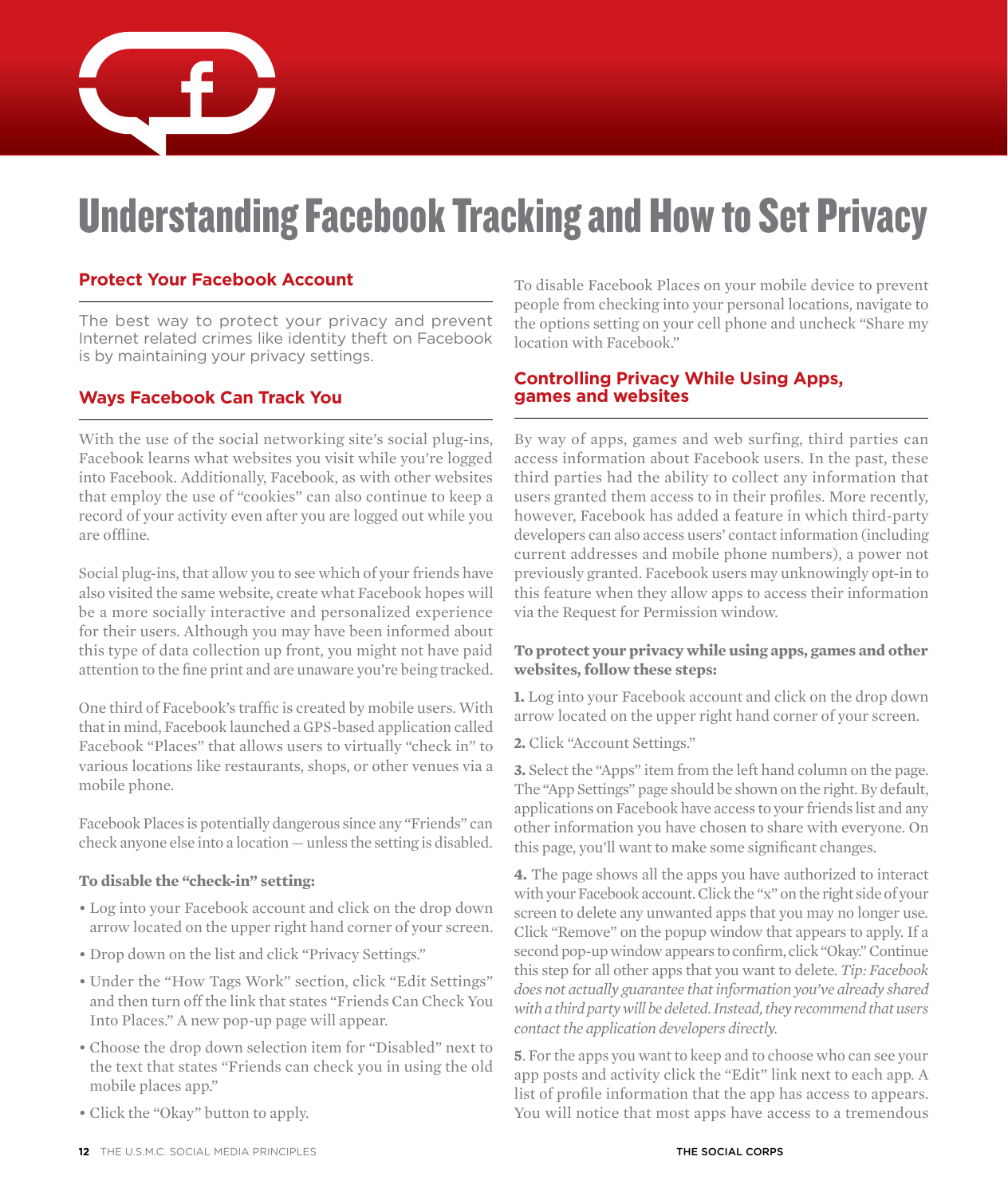# Understanding Facebook Tracking and How to Set Privacy

## Protect Your Facebook Account

The best way to protect your privacy and prevent Internet related crimes like identity theft on Facebook is by maintaining your privacy settings.

## Ways Facebook Can Track You

With the use of the social networking site's social plug-ins, Facebook learns what websites you visit while you're logged into Facebook. Additionally, Facebook, as with other websites that employ the use of "cookies" can also continue to keep a record of your activity even after you are logged out while you are offline.

Social plug-ins, that allow you to see which of your friends have also visited the same website, create what Facebook hopes will be a more socially interactive and personalized experience for their users. Although you may have been informed about this type of data collection up front, you might not have paid attention to the fine print and are unaware you're being tracked.

One third of Facebook's traffic is created by mobile users. With that in mind, Facebook launched a GPS-based application called Facebook "Places" that allows users to virtually "check in" to various locations like restaurants, shops, or other venues via a mobile phone.

Facebook Places is potentially dangerous since any "Friends" can check anyone else into a location — unless the setting is disabled.

**To disable the "check-in" setting:**

- Log into your Facebook account and click on the drop down arrow located on the upper right hand corner of your screen.
- Drop down on the list and click "Privacy Settings."
- Under the "How Tags Work" section, click "Edit Settings" and then turn off the link that states "Friends Can Check You Into Places." A new pop-up page will appear.
- Choose the drop down selection item for "Disabled" next to the text that states "Friends can check you in using the old mobile places app."
- Click the "Okay" button to apply.

To disable Facebook Places on your mobile device to prevent people from checking into your personal locations, navigate to the options setting on your cell phone and uncheck "Share my location with Facebook."

## Controlling Privacy While Using Apps, games and websites

By way of apps, games and web surfing, third parties can access information about Facebook users. In the past, these third parties had the ability to collect any information that users granted them access to in their profiles. More recently, however, Facebook has added a feature in which third-party developers can also access users' contact information (including current addresses and mobile phone numbers), a power not previously granted. Facebook users may unknowingly opt-in to this feature when they allow apps to access their information via the Request for Permission window.

**To protect your privacy while using apps, games and other websites, follow these steps:**

**1.** Log into your Facebook account and click on the drop down arrow located on the upper right hand corner of your screen.

**2.** Click "Account Settings."

**3.** Select the "Apps" item from the left hand column on the page. The "App Settings" page should be shown on the right. By default, applications on Facebook have access to your friends list and any other information you have chosen to share with everyone. On this page, you'll want to make some significant changes.

**4.** The page shows all the apps you have authorized to interact with your Facebook account. Click the "x" on the right side of your screen to delete any unwanted apps that you may no longer use. Click "Remove" on the popup window that appears to apply. If a second pop-up window appears to confirm, click "Okay." Continue this step for all other apps that you want to delete. *Tip: Facebook does not actually guarantee that information you've already shared with a third party will be deleted. Instead, they recommend that users contact the application developers directly.*

**5**. For the apps you want to keep and to choose who can see your app posts and activity click the "Edit" link next to each app. A list of profile information that the app has access to appears. You will notice that most apps have access to a tremendous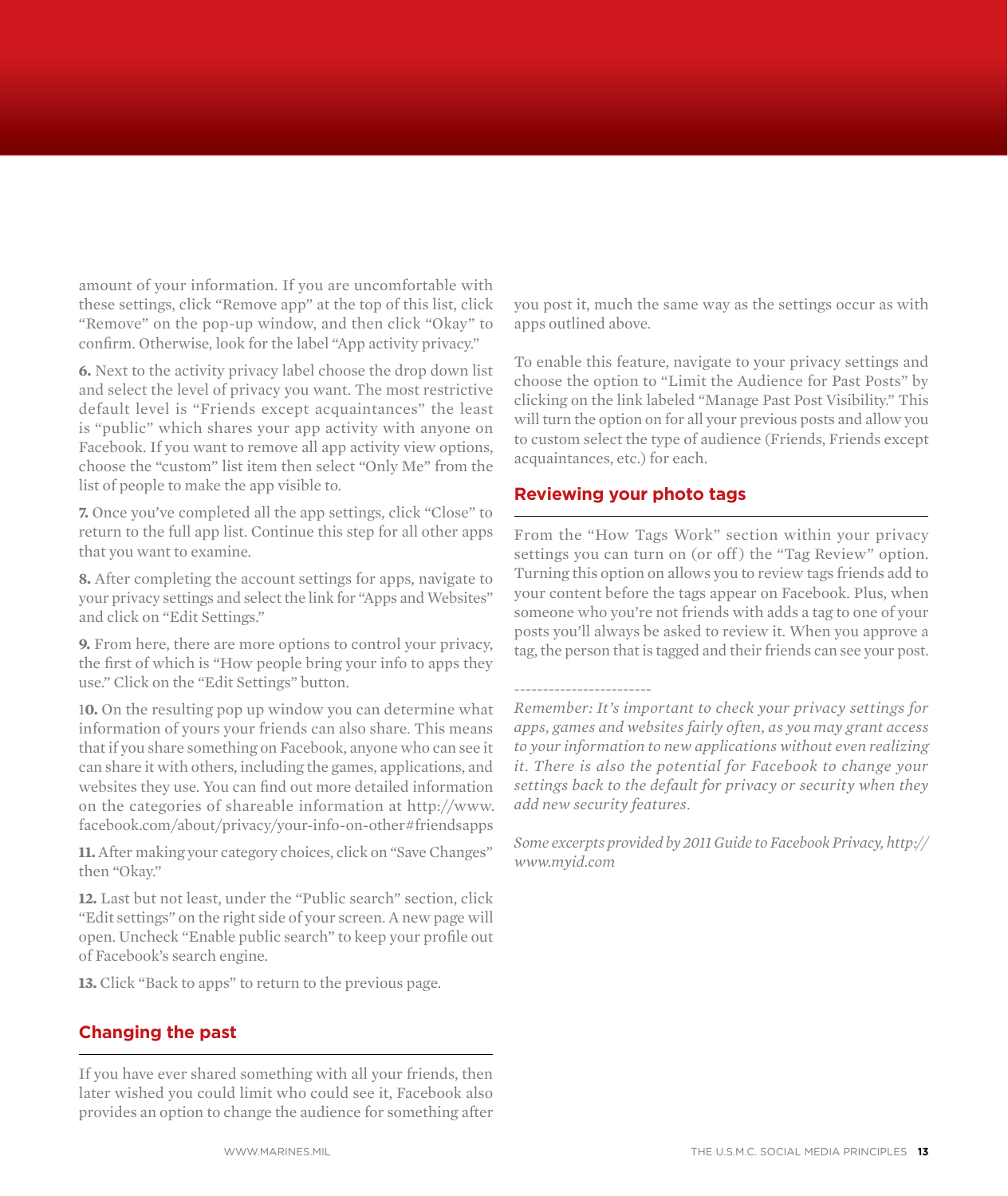amount of your information. If you are uncomfortable with these settings, click “Remove app” at the top of this list, click “Remove” on the pop-up window, and then click “Okay” to confirm. Otherwise, look for the label “App activity privacy.”

**6.** Next to the activity privacy label choose the drop down list and select the level of privacy you want. The most restrictive default level is “Friends except acquaintances” the least is “public” which shares your app activity with anyone on Facebook. If you want to remove all app activity view options, choose the “custom” list item then select “Only Me” from the list of people to make the app visible to.

**7.** Once you’ve completed all the app settings, click “Close” to return to the full app list. Continue this step for all other apps that you want to examine.

**8.** After completing the account settings for apps, navigate to your privacy settings and select the link for “Apps and Websites” and click on “Edit Settings.”

**9.** From here, there are more options to control your privacy, the first of which is “How people bring your info to apps they use.” Click on the “Edit Settings” button.

1**0.** On the resulting pop up window you can determine what information of yours your friends can also share. This means that if you share something on Facebook, anyone who can see it can share it with others, including the games, applications, and websites they use. You can find out more detailed information on the categories of shareable information at http://www.facebook.com/about/privacy/your-info-on-other#friendsapps

**11.** After making your category choices, click on “Save Changes” then “Okay.”

**12.** Last but not least, under the “Public search” section, click “Edit settings” on the right side of your screen. A new page will open. Uncheck “Enable public search” to keep your profile out of Facebook’s search engine.

**13.** Click “Back to apps” to return to the previous page.

## Changing the past

If you have ever shared something with all your friends, then later wished you could limit who could see it, Facebook also provides an option to change the audience for something after you post it, much the same way as the settings occur as with apps outlined above.

To enable this feature, navigate to your privacy settings and choose the option to “Limit the Audience for Past Posts” by clicking on the link labeled “Manage Past Post Visibility.” This will turn the option on for all your previous posts and allow you to custom select the type of audience (Friends, Friends except acquaintances, etc.) for each.

## Reviewing your photo tags

From the “How Tags Work” section within your privacy settings you can turn on (or off) the “Tag Review” option. Turning this option on allows you to review tags friends add to your content before the tags appear on Facebook. Plus, when someone who you’re not friends with adds a tag to one of your posts you’ll always be asked to review it. When you approve a tag, the person that is tagged and their friends can see your post.

------------------------

*Remember: It’s important to check your privacy settings for apps, games and websites fairly often, as you may grant access to your information to new applications without even realizing it. There is also the potential for Facebook to change your settings back to the default for privacy or security when they add new security features.*

*Some excerpts provided by 2011 Guide to Facebook Privacy, http://www.myid.com*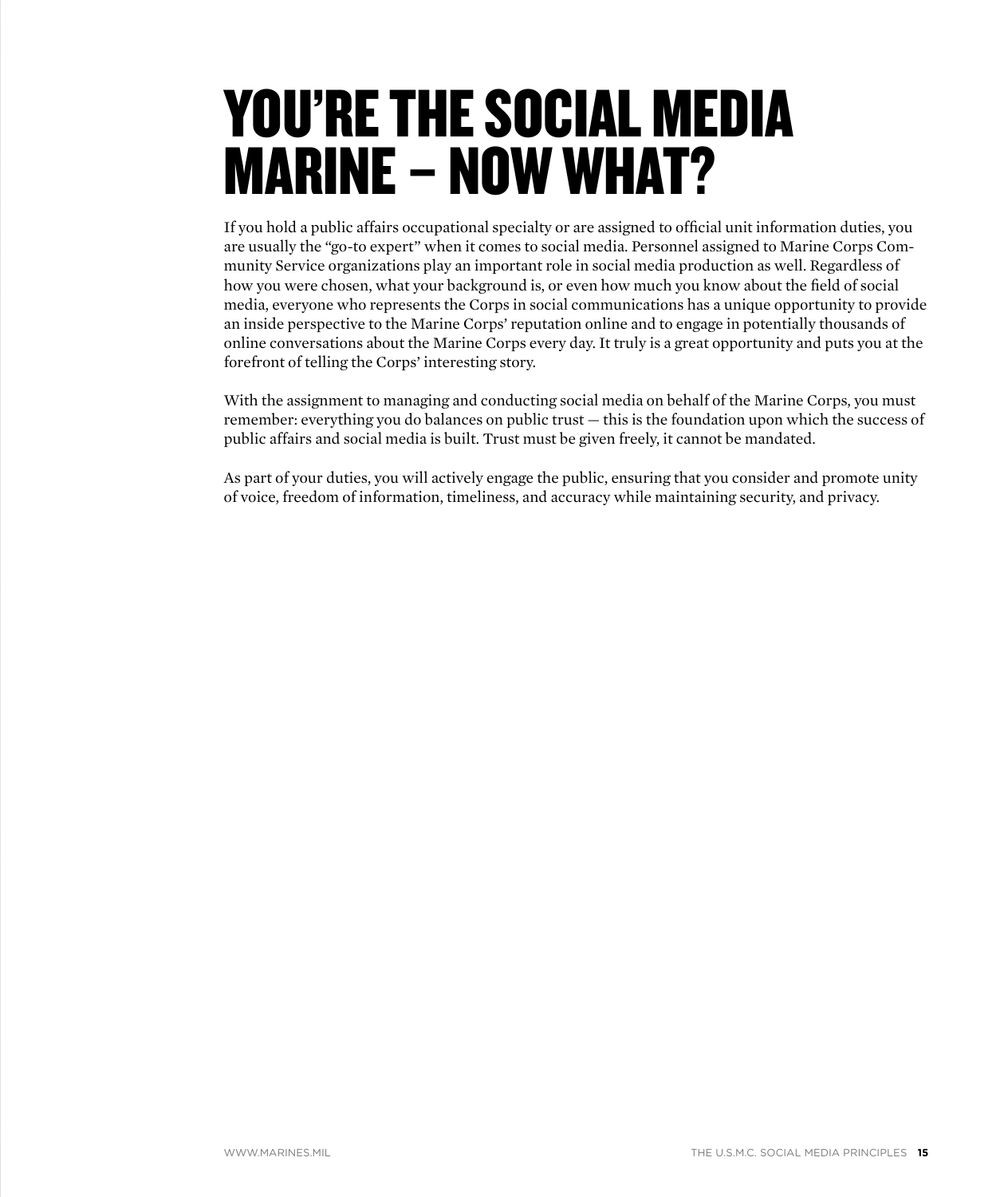# YOU'RE THE SOCIAL MEDIA MARINE – NOW WHAT?

If you hold a public affairs occupational specialty or are assigned to official unit information duties, you are usually the "go-to expert" when it comes to social media. Personnel assigned to Marine Corps Community Service organizations play an important role in social media production as well. Regardless of how you were chosen, what your background is, or even how much you know about the field of social media, everyone who represents the Corps in social communications has a unique opportunity to provide an inside perspective to the Marine Corps' reputation online and to engage in potentially thousands of online conversations about the Marine Corps every day. It truly is a great opportunity and puts you at the forefront of telling the Corps' interesting story.

With the assignment to managing and conducting social media on behalf of the Marine Corps, you must remember: everything you do balances on public trust — this is the foundation upon which the success of public affairs and social media is built. Trust must be given freely, it cannot be mandated.

As part of your duties, you will actively engage the public, ensuring that you consider and promote unity of voice, freedom of information, timeliness, and accuracy while maintaining security, and privacy.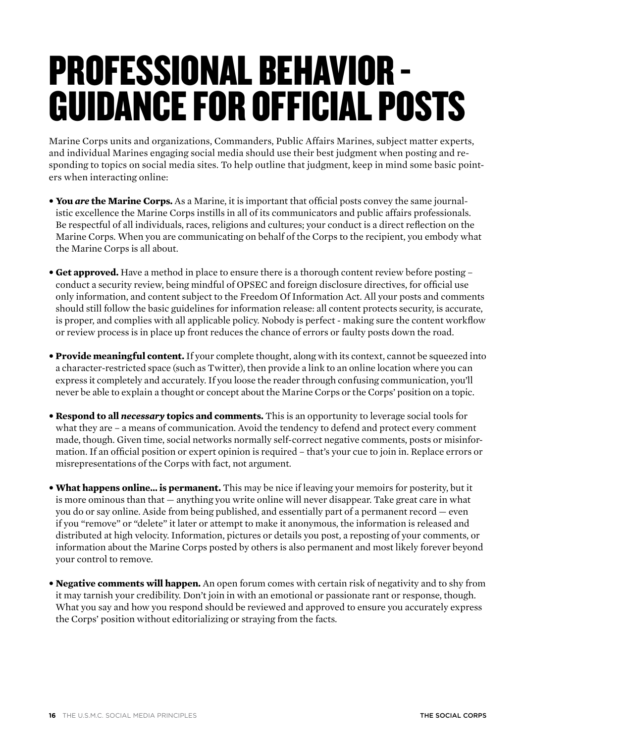# PROFESSIONAL BEHAVIOR - GUIDANCE FOR OFFICIAL POSTS

Marine Corps units and organizations, Commanders, Public Affairs Marines, subject matter experts, and individual Marines engaging social media should use their best judgment when posting and responding to topics on social media sites. To help outline that judgment, keep in mind some basic pointers when interacting online:

- **You *are* the Marine Corps.** As a Marine, it is important that official posts convey the same journalistic excellence the Marine Corps instills in all of its communicators and public affairs professionals. Be respectful of all individuals, races, religions and cultures; your conduct is a direct reflection on the Marine Corps. When you are communicating on behalf of the Corps to the recipient, you embody what the Marine Corps is all about.

- **Get approved.** Have a method in place to ensure there is a thorough content review before posting – conduct a security review, being mindful of OPSEC and foreign disclosure directives, for official use only information, and content subject to the Freedom Of Information Act. All your posts and comments should still follow the basic guidelines for information release: all content protects security, is accurate, is proper, and complies with all applicable policy. Nobody is perfect - making sure the content workflow or review process is in place up front reduces the chance of errors or faulty posts down the road.

- **Provide meaningful content.** If your complete thought, along with its context, cannot be squeezed into a character-restricted space (such as Twitter), then provide a link to an online location where you can express it completely and accurately. If you loose the reader through confusing communication, you'll never be able to explain a thought or concept about the Marine Corps or the Corps' position on a topic.

- **Respond to all *necessary* topics and comments.** This is an opportunity to leverage social tools for what they are – a means of communication. Avoid the tendency to defend and protect every comment made, though. Given time, social networks normally self-correct negative comments, posts or misinformation. If an official position or expert opinion is required – that's your cue to join in. Replace errors or misrepresentations of the Corps with fact, not argument.

- **What happens online... is permanent.** This may be nice if leaving your memoirs for posterity, but it is more ominous than that — anything you write online will never disappear. Take great care in what you do or say online. Aside from being published, and essentially part of a permanent record — even if you "remove" or "delete" it later or attempt to make it anonymous, the information is released and distributed at high velocity. Information, pictures or details you post, a reposting of your comments, or information about the Marine Corps posted by others is also permanent and most likely forever beyond your control to remove.

- **Negative comments will happen.** An open forum comes with certain risk of negativity and to shy from it may tarnish your credibility. Don't join in with an emotional or passionate rant or response, though. What you say and how you respond should be reviewed and approved to ensure you accurately express the Corps' position without editorializing or straying from the facts.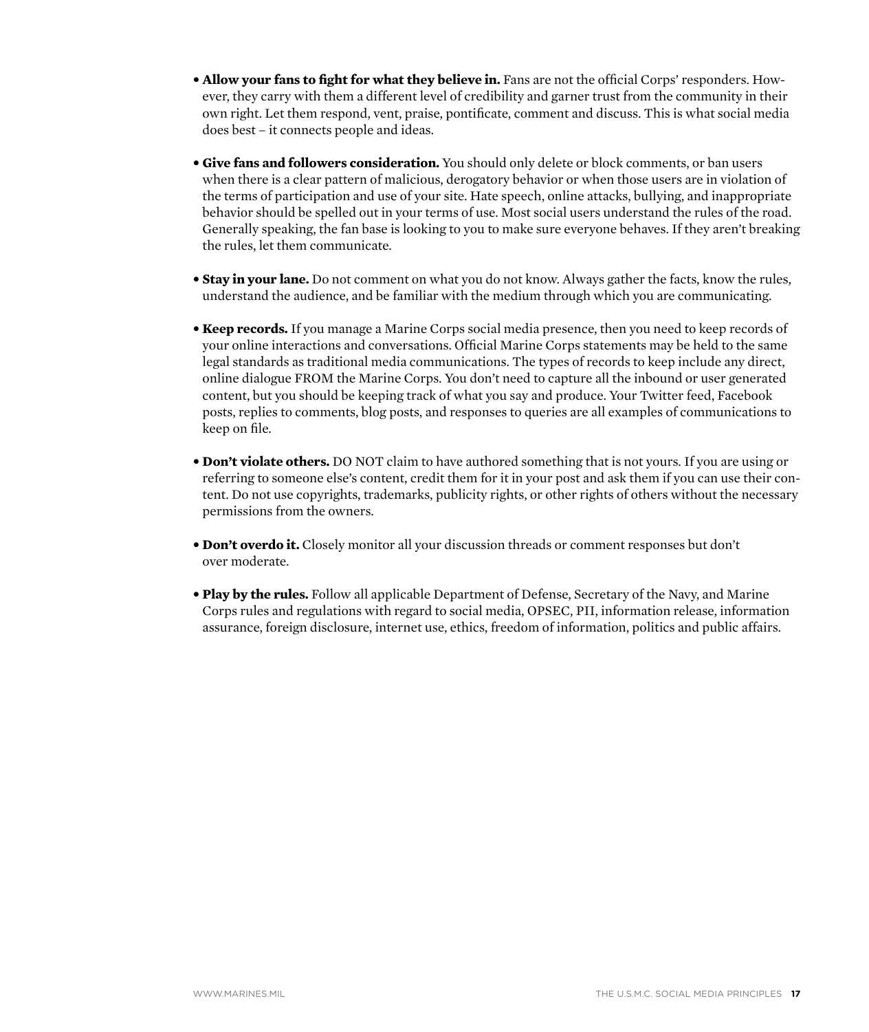- **Allow your fans to fight for what they believe in.** Fans are not the official Corps' responders. However, they carry with them a different level of credibility and garner trust from the community in their own right. Let them respond, vent, praise, pontificate, comment and discuss. This is what social media does best – it connects people and ideas.

- **Give fans and followers consideration.** You should only delete or block comments, or ban users when there is a clear pattern of malicious, derogatory behavior or when those users are in violation of the terms of participation and use of your site. Hate speech, online attacks, bullying, and inappropriate behavior should be spelled out in your terms of use. Most social users understand the rules of the road. Generally speaking, the fan base is looking to you to make sure everyone behaves. If they aren't breaking the rules, let them communicate.

- **Stay in your lane.** Do not comment on what you do not know. Always gather the facts, know the rules, understand the audience, and be familiar with the medium through which you are communicating.

- **Keep records.** If you manage a Marine Corps social media presence, then you need to keep records of your online interactions and conversations. Official Marine Corps statements may be held to the same legal standards as traditional media communications. The types of records to keep include any direct, online dialogue FROM the Marine Corps. You don't need to capture all the inbound or user generated content, but you should be keeping track of what you say and produce. Your Twitter feed, Facebook posts, replies to comments, blog posts, and responses to queries are all examples of communications to keep on file.

- **Don't violate others.** DO NOT claim to have authored something that is not yours. If you are using or referring to someone else's content, credit them for it in your post and ask them if you can use their content. Do not use copyrights, trademarks, publicity rights, or other rights of others without the necessary permissions from the owners.

- **Don't overdo it.** Closely monitor all your discussion threads or comment responses but don't over moderate.

- **Play by the rules.** Follow all applicable Department of Defense, Secretary of the Navy, and Marine Corps rules and regulations with regard to social media, OPSEC, PII, information release, information assurance, foreign disclosure, internet use, ethics, freedom of information, politics and public affairs.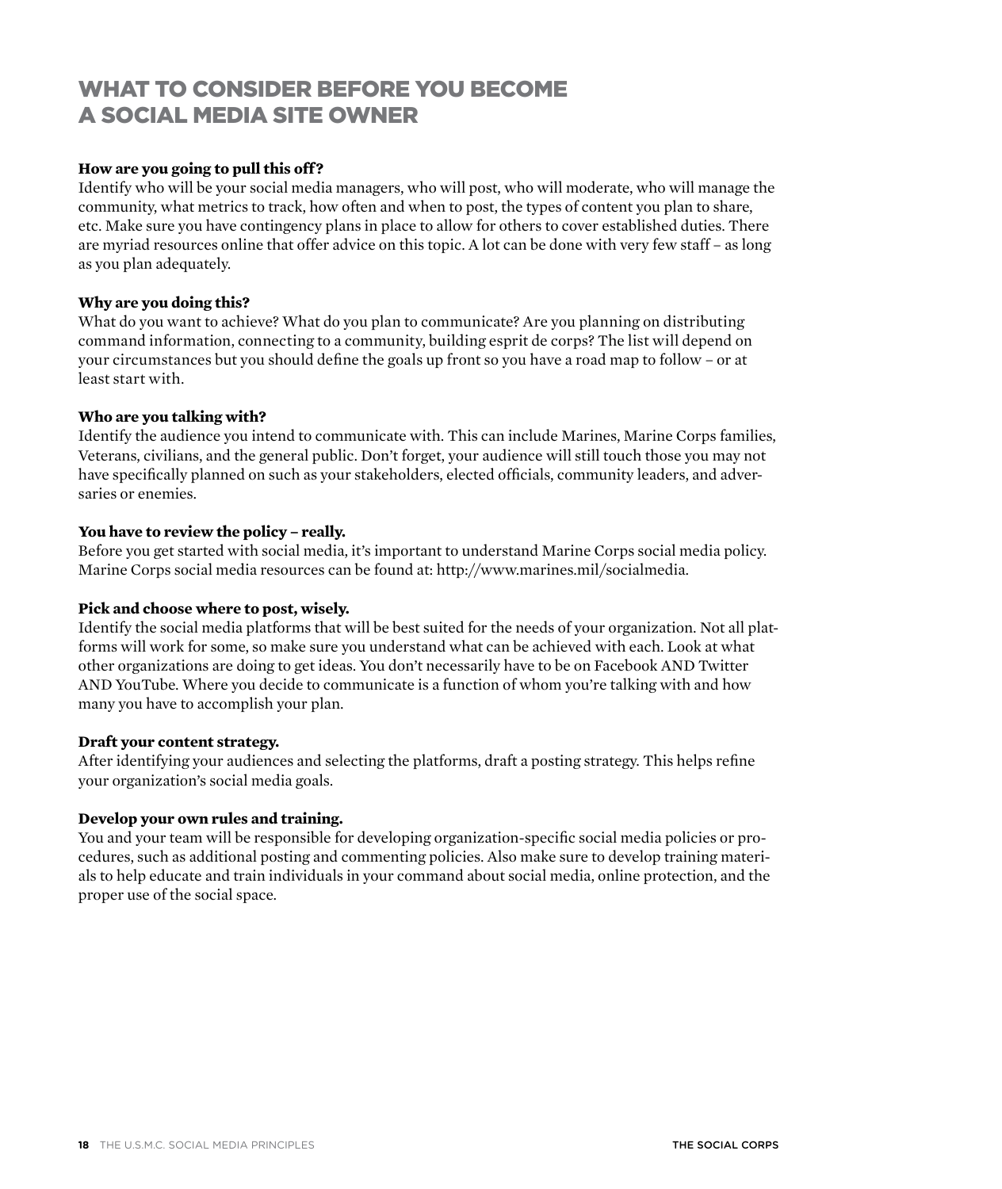# WHAT TO CONSIDER BEFORE YOU BECOME A SOCIAL MEDIA SITE OWNER

**How are you going to pull this off?**
Identify who will be your social media managers, who will post, who will moderate, who will manage the community, what metrics to track, how often and when to post, the types of content you plan to share, etc. Make sure you have contingency plans in place to allow for others to cover established duties. There are myriad resources online that offer advice on this topic. A lot can be done with very few staff – as long as you plan adequately.

**Why are you doing this?**
What do you want to achieve? What do you plan to communicate? Are you planning on distributing command information, connecting to a community, building esprit de corps? The list will depend on your circumstances but you should define the goals up front so you have a road map to follow – or at least start with.

**Who are you talking with?**
Identify the audience you intend to communicate with. This can include Marines, Marine Corps families, Veterans, civilians, and the general public. Don't forget, your audience will still touch those you may not have specifically planned on such as your stakeholders, elected officials, community leaders, and adversaries or enemies.

**You have to review the policy – really.**
Before you get started with social media, it's important to understand Marine Corps social media policy. Marine Corps social media resources can be found at: http://www.marines.mil/socialmedia.

**Pick and choose where to post, wisely.**
Identify the social media platforms that will be best suited for the needs of your organization. Not all platforms will work for some, so make sure you understand what can be achieved with each. Look at what other organizations are doing to get ideas. You don't necessarily have to be on Facebook AND Twitter AND YouTube. Where you decide to communicate is a function of whom you're talking with and how many you have to accomplish your plan.

**Draft your content strategy.**
After identifying your audiences and selecting the platforms, draft a posting strategy. This helps refine your organization's social media goals.

**Develop your own rules and training.**
You and your team will be responsible for developing organization-specific social media policies or procedures, such as additional posting and commenting policies. Also make sure to develop training materials to help educate and train individuals in your command about social media, online protection, and the proper use of the social space.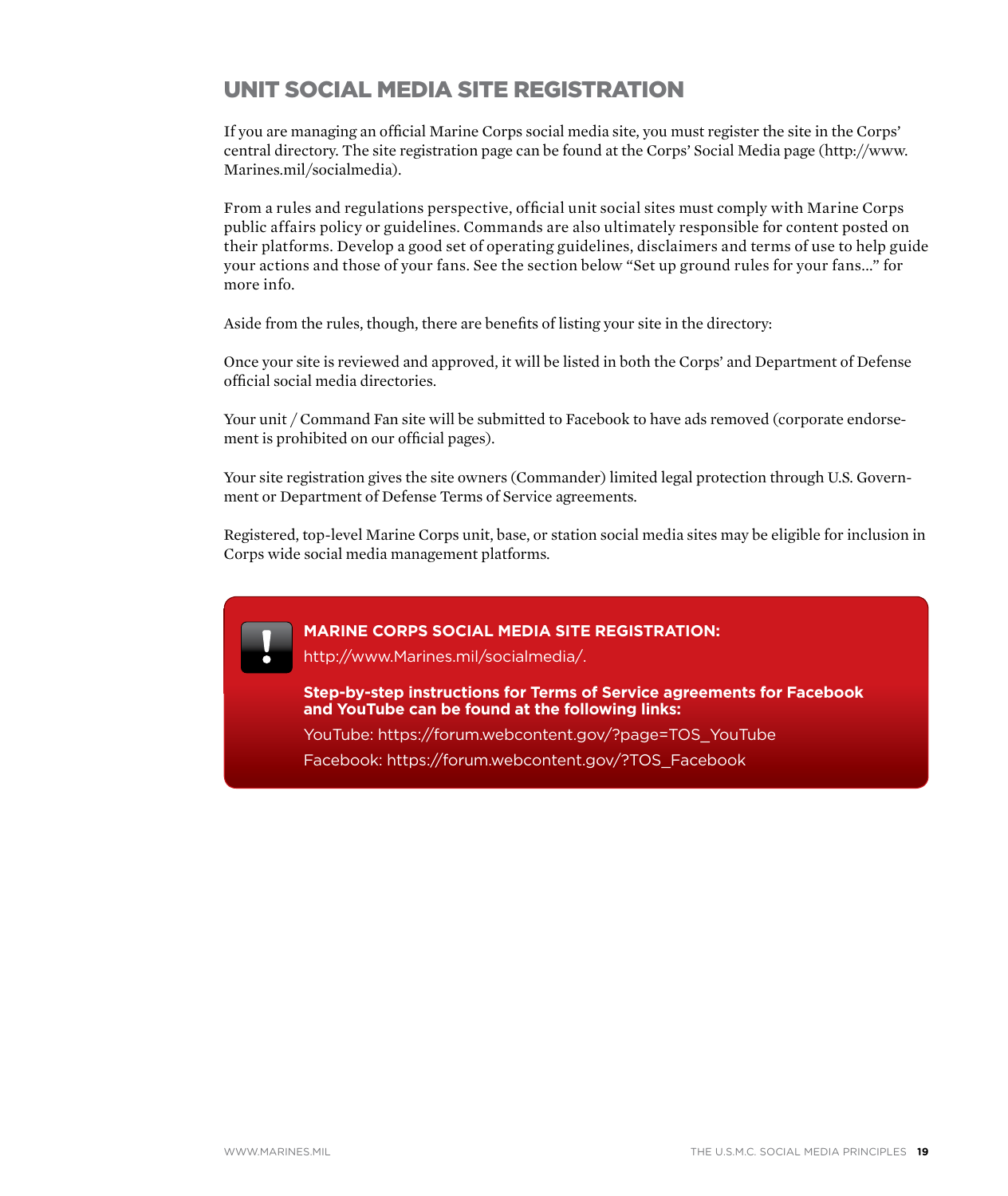## UNIT SOCIAL MEDIA SITE REGISTRATION

If you are managing an official Marine Corps social media site, you must register the site in the Corps' central directory. The site registration page can be found at the Corps' Social Media page (http://www.Marines.mil/socialmedia).

From a rules and regulations perspective, official unit social sites must comply with Marine Corps public affairs policy or guidelines. Commands are also ultimately responsible for content posted on their platforms. Develop a good set of operating guidelines, disclaimers and terms of use to help guide your actions and those of your fans. See the section below "Set up ground rules for your fans..." for more info.

Aside from the rules, though, there are benefits of listing your site in the directory:

Once your site is reviewed and approved, it will be listed in both the Corps' and Department of Defense official social media directories.

Your unit / Command Fan site will be submitted to Facebook to have ads removed (corporate endorsement is prohibited on our official pages).

Your site registration gives the site owners (Commander) limited legal protection through U.S. Government or Department of Defense Terms of Service agreements.

Registered, top-level Marine Corps unit, base, or station social media sites may be eligible for inclusion in Corps wide social media management platforms.

**MARINE CORPS SOCIAL MEDIA SITE REGISTRATION:**

http://www.Marines.mil/socialmedia/.

**Step-by-step instructions for Terms of Service agreements for Facebook and YouTube can be found at the following links:**

YouTube: https://forum.webcontent.gov/?page=TOS_YouTube

Facebook: https://forum.webcontent.gov/?TOS_Facebook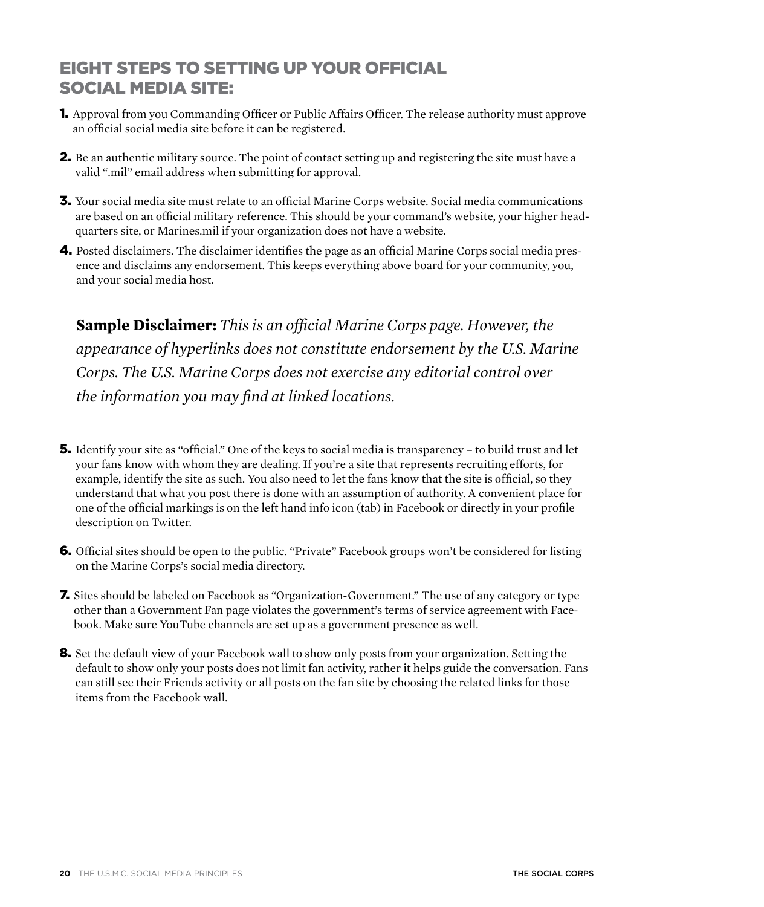## EIGHT STEPS TO SETTING UP YOUR OFFICIAL SOCIAL MEDIA SITE:

1. Approval from you Commanding Officer or Public Affairs Officer. The release authority must approve an official social media site before it can be registered.

2. Be an authentic military source. The point of contact setting up and registering the site must have a valid ".mil" email address when submitting for approval.

3. Your social media site must relate to an official Marine Corps website. Social media communications are based on an official military reference. This should be your command's website, your higher headquarters site, or Marines.mil if your organization does not have a website.

4. Posted disclaimers. The disclaimer identifies the page as an official Marine Corps social media presence and disclaims any endorsement. This keeps everything above board for your community, you, and your social media host.

   **Sample Disclaimer:** *This is an official Marine Corps page. However, the appearance of hyperlinks does not constitute endorsement by the U.S. Marine Corps. The U.S. Marine Corps does not exercise any editorial control over the information you may find at linked locations.*

5. Identify your site as "official." One of the keys to social media is transparency – to build trust and let your fans know with whom they are dealing. If you're a site that represents recruiting efforts, for example, identify the site as such. You also need to let the fans know that the site is official, so they understand that what you post there is done with an assumption of authority. A convenient place for one of the official markings is on the left hand info icon (tab) in Facebook or directly in your profile description on Twitter.

6. Official sites should be open to the public. "Private" Facebook groups won't be considered for listing on the Marine Corps's social media directory.

7. Sites should be labeled on Facebook as "Organization-Government." The use of any category or type other than a Government Fan page violates the government's terms of service agreement with Facebook. Make sure YouTube channels are set up as a government presence as well.

8. Set the default view of your Facebook wall to show only posts from your organization. Setting the default to show only your posts does not limit fan activity, rather it helps guide the conversation. Fans can still see their Friends activity or all posts on the fan site by choosing the related links for those items from the Facebook wall.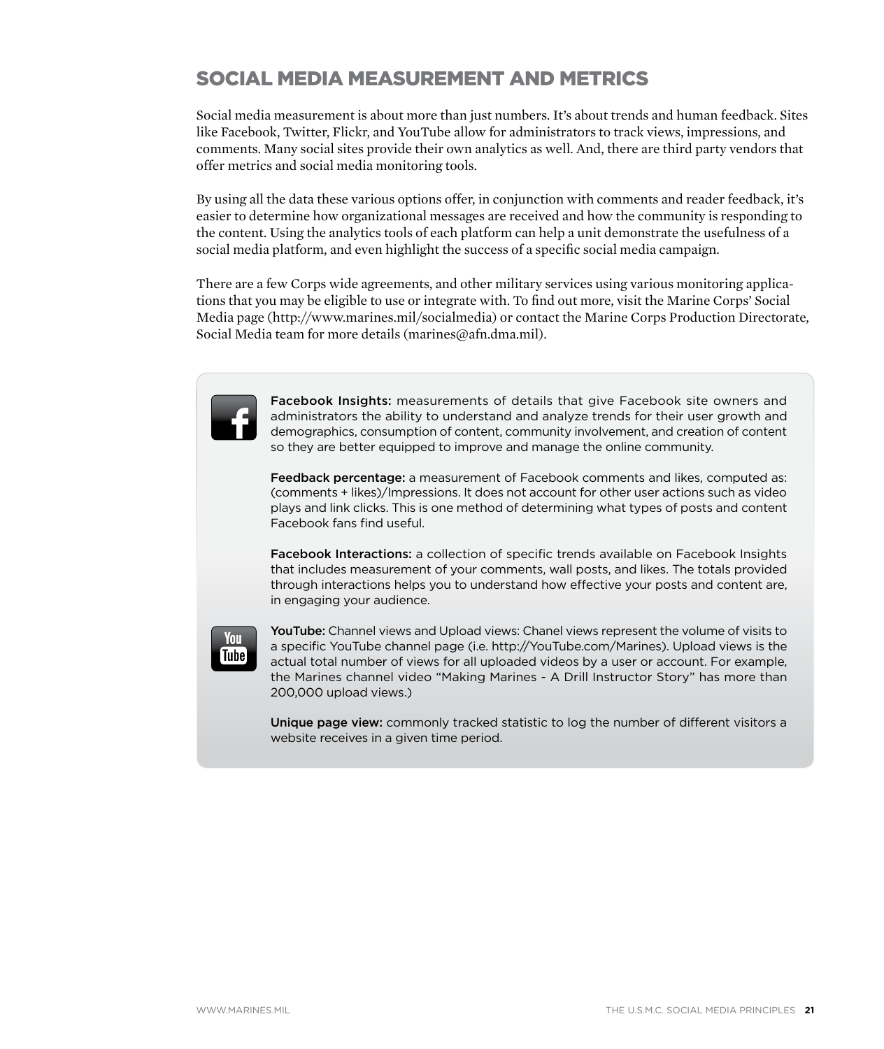## SOCIAL MEDIA MEASUREMENT AND METRICS

Social media measurement is about more than just numbers. It's about trends and human feedback. Sites like Facebook, Twitter, Flickr, and YouTube allow for administrators to track views, impressions, and comments. Many social sites provide their own analytics as well. And, there are third party vendors that offer metrics and social media monitoring tools.

By using all the data these various options offer, in conjunction with comments and reader feedback, it's easier to determine how organizational messages are received and how the community is responding to the content. Using the analytics tools of each platform can help a unit demonstrate the usefulness of a social media platform, and even highlight the success of a specific social media campaign.

There are a few Corps wide agreements, and other military services using various monitoring applications that you may be eligible to use or integrate with. To find out more, visit the Marine Corps' Social Media page (http://www.marines.mil/socialmedia) or contact the Marine Corps Production Directorate, Social Media team for more details (marines@afn.dma.mil).

**Facebook Insights:** measurements of details that give Facebook site owners and administrators the ability to understand and analyze trends for their user growth and demographics, consumption of content, community involvement, and creation of content so they are better equipped to improve and manage the online community.

**Feedback percentage:** a measurement of Facebook comments and likes, computed as: (comments + likes)/Impressions. It does not account for other user actions such as video plays and link clicks. This is one method of determining what types of posts and content Facebook fans find useful.

**Facebook Interactions:** a collection of specific trends available on Facebook Insights that includes measurement of your comments, wall posts, and likes. The totals provided through interactions helps you to understand how effective your posts and content are, in engaging your audience.

**YouTube:** Channel views and Upload views: Chanel views represent the volume of visits to a specific YouTube channel page (i.e. http://YouTube.com/Marines). Upload views is the actual total number of views for all uploaded videos by a user or account. For example, the Marines channel video "Making Marines - A Drill Instructor Story" has more than 200,000 upload views.)

**Unique page view:** commonly tracked statistic to log the number of different visitors a website receives in a given time period.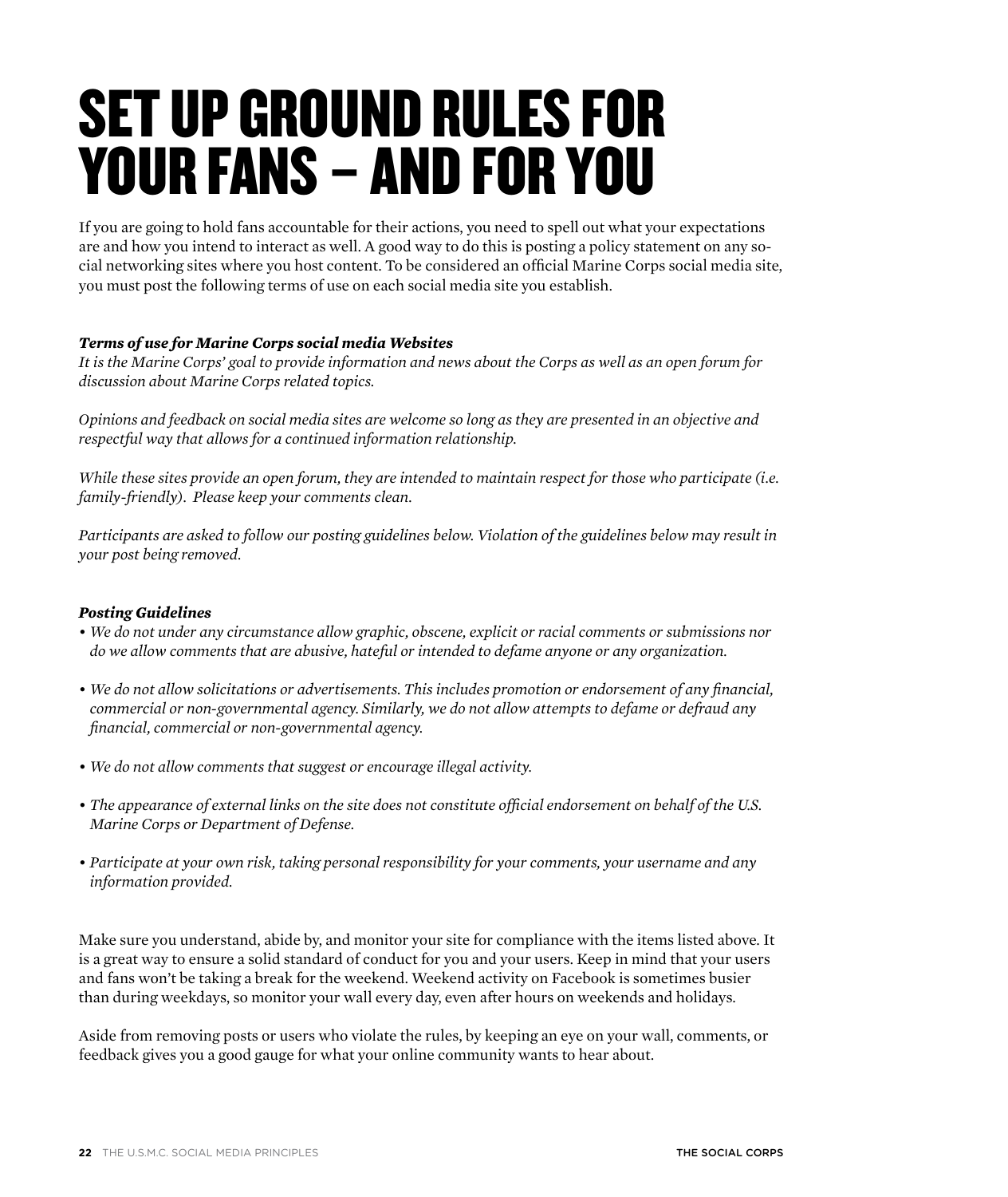# SET UP GROUND RULES FOR YOUR FANS – AND FOR YOU

If you are going to hold fans accountable for their actions, you need to spell out what your expectations are and how you intend to interact as well. A good way to do this is posting a policy statement on any social networking sites where you host content. To be considered an official Marine Corps social media site, you must post the following terms of use on each social media site you establish.

***Terms of use for Marine Corps social media Websites***

*It is the Marine Corps' goal to provide information and news about the Corps as well as an open forum for discussion about Marine Corps related topics.*

*Opinions and feedback on social media sites are welcome so long as they are presented in an objective and respectful way that allows for a continued information relationship.*

*While these sites provide an open forum, they are intended to maintain respect for those who participate (i.e. family-friendly). Please keep your comments clean.*

*Participants are asked to follow our posting guidelines below. Violation of the guidelines below may result in your post being removed.*

***Posting Guidelines***

- *We do not under any circumstance allow graphic, obscene, explicit or racial comments or submissions nor do we allow comments that are abusive, hateful or intended to defame anyone or any organization.*
- *We do not allow solicitations or advertisements. This includes promotion or endorsement of any financial, commercial or non-governmental agency. Similarly, we do not allow attempts to defame or defraud any financial, commercial or non-governmental agency.*
- *We do not allow comments that suggest or encourage illegal activity.*
- *The appearance of external links on the site does not constitute official endorsement on behalf of the U.S. Marine Corps or Department of Defense.*
- *Participate at your own risk, taking personal responsibility for your comments, your username and any information provided.*

Make sure you understand, abide by, and monitor your site for compliance with the items listed above. It is a great way to ensure a solid standard of conduct for you and your users. Keep in mind that your users and fans won't be taking a break for the weekend. Weekend activity on Facebook is sometimes busier than during weekdays, so monitor your wall every day, even after hours on weekends and holidays.

Aside from removing posts or users who violate the rules, by keeping an eye on your wall, comments, or feedback gives you a good gauge for what your online community wants to hear about.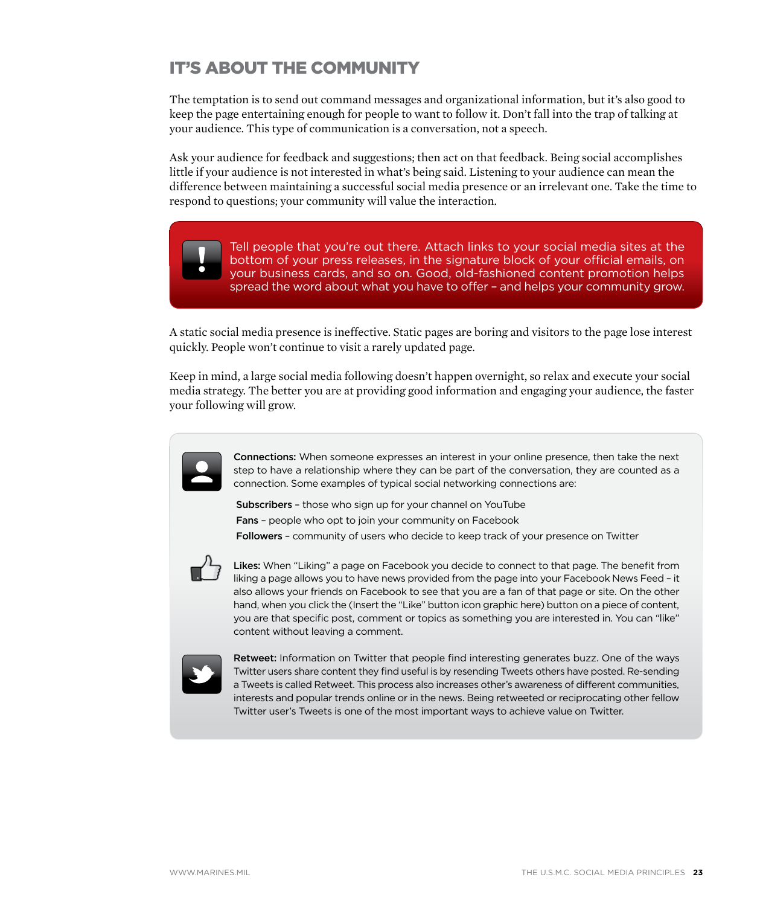## IT'S ABOUT THE COMMUNITY

The temptation is to send out command messages and organizational information, but it's also good to keep the page entertaining enough for people to want to follow it. Don't fall into the trap of talking at your audience. This type of communication is a conversation, not a speech.

Ask your audience for feedback and suggestions; then act on that feedback. Being social accomplishes little if your audience is not interested in what's being said. Listening to your audience can mean the difference between maintaining a successful social media presence or an irrelevant one. Take the time to respond to questions; your community will value the interaction.

> Tell people that you're out there. Attach links to your social media sites at the bottom of your press releases, in the signature block of your official emails, on your business cards, and so on. Good, old-fashioned content promotion helps spread the word about what you have to offer – and helps your community grow.

A static social media presence is ineffective. Static pages are boring and visitors to the page lose interest quickly. People won't continue to visit a rarely updated page.

Keep in mind, a large social media following doesn't happen overnight, so relax and execute your social media strategy. The better you are at providing good information and engaging your audience, the faster your following will grow.

**Connections:** When someone expresses an interest in your online presence, then take the next step to have a relationship where they can be part of the conversation, they are counted as a connection. Some examples of typical social networking connections are:

**Subscribers** – those who sign up for your channel on YouTube
**Fans** – people who opt to join your community on Facebook
**Followers** – community of users who decide to keep track of your presence on Twitter

**Likes:** When "Liking" a page on Facebook you decide to connect to that page. The benefit from liking a page allows you to have news provided from the page into your Facebook News Feed – it also allows your friends on Facebook to see that you are a fan of that page or site. On the other hand, when you click the (Insert the "Like" button icon graphic here) button on a piece of content, you are that specific post, comment or topics as something you are interested in. You can "like" content without leaving a comment.

**Retweet:** Information on Twitter that people find interesting generates buzz. One of the ways Twitter users share content they find useful is by resending Tweets others have posted. Re-sending a Tweets is called Retweet. This process also increases other's awareness of different communities, interests and popular trends online or in the news. Being retweeted or reciprocating other fellow Twitter user's Tweets is one of the most important ways to achieve value on Twitter.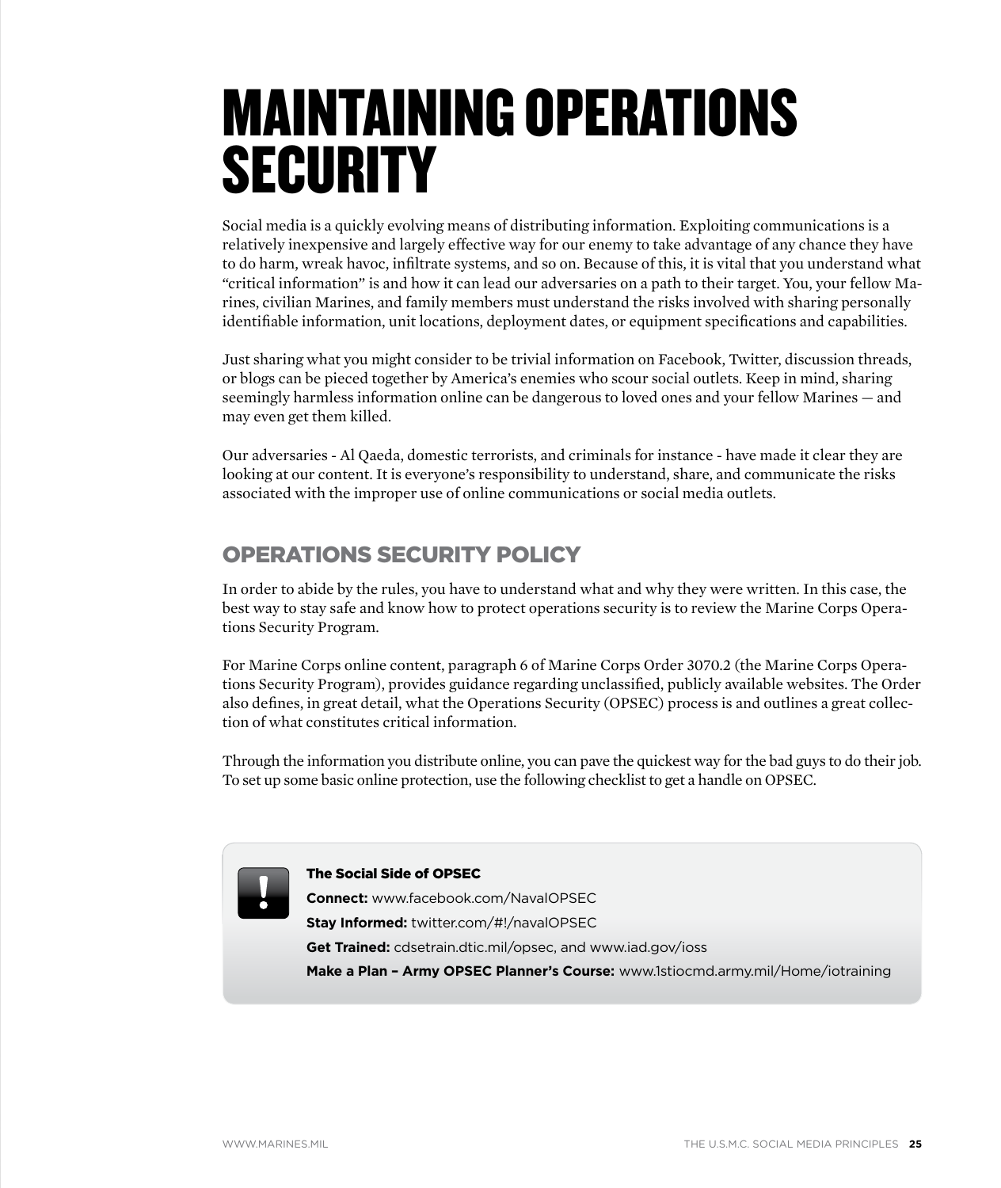# MAINTAINING OPERATIONS SECURITY

Social media is a quickly evolving means of distributing information. Exploiting communications is a relatively inexpensive and largely effective way for our enemy to take advantage of any chance they have to do harm, wreak havoc, infiltrate systems, and so on. Because of this, it is vital that you understand what "critical information" is and how it can lead our adversaries on a path to their target. You, your fellow Marines, civilian Marines, and family members must understand the risks involved with sharing personally identifiable information, unit locations, deployment dates, or equipment specifications and capabilities.

Just sharing what you might consider to be trivial information on Facebook, Twitter, discussion threads, or blogs can be pieced together by America's enemies who scour social outlets. Keep in mind, sharing seemingly harmless information online can be dangerous to loved ones and your fellow Marines — and may even get them killed.

Our adversaries - Al Qaeda, domestic terrorists, and criminals for instance - have made it clear they are looking at our content. It is everyone's responsibility to understand, share, and communicate the risks associated with the improper use of online communications or social media outlets.

## OPERATIONS SECURITY POLICY

In order to abide by the rules, you have to understand what and why they were written. In this case, the best way to stay safe and know how to protect operations security is to review the Marine Corps Operations Security Program.

For Marine Corps online content, paragraph 6 of Marine Corps Order 3070.2 (the Marine Corps Operations Security Program), provides guidance regarding unclassified, publicly available websites. The Order also defines, in great detail, what the Operations Security (OPSEC) process is and outlines a great collection of what constitutes critical information.

Through the information you distribute online, you can pave the quickest way for the bad guys to do their job. To set up some basic online protection, use the following checklist to get a handle on OPSEC.

**The Social Side of OPSEC**

**Connect:** www.facebook.com/NavalOPSEC

**Stay Informed:** twitter.com/#!/navalOPSEC

**Get Trained:** cdsetrain.dtic.mil/opsec, and www.iad.gov/ioss

**Make a Plan – Army OPSEC Planner's Course:** www.1stiocmd.army.mil/Home/iotraining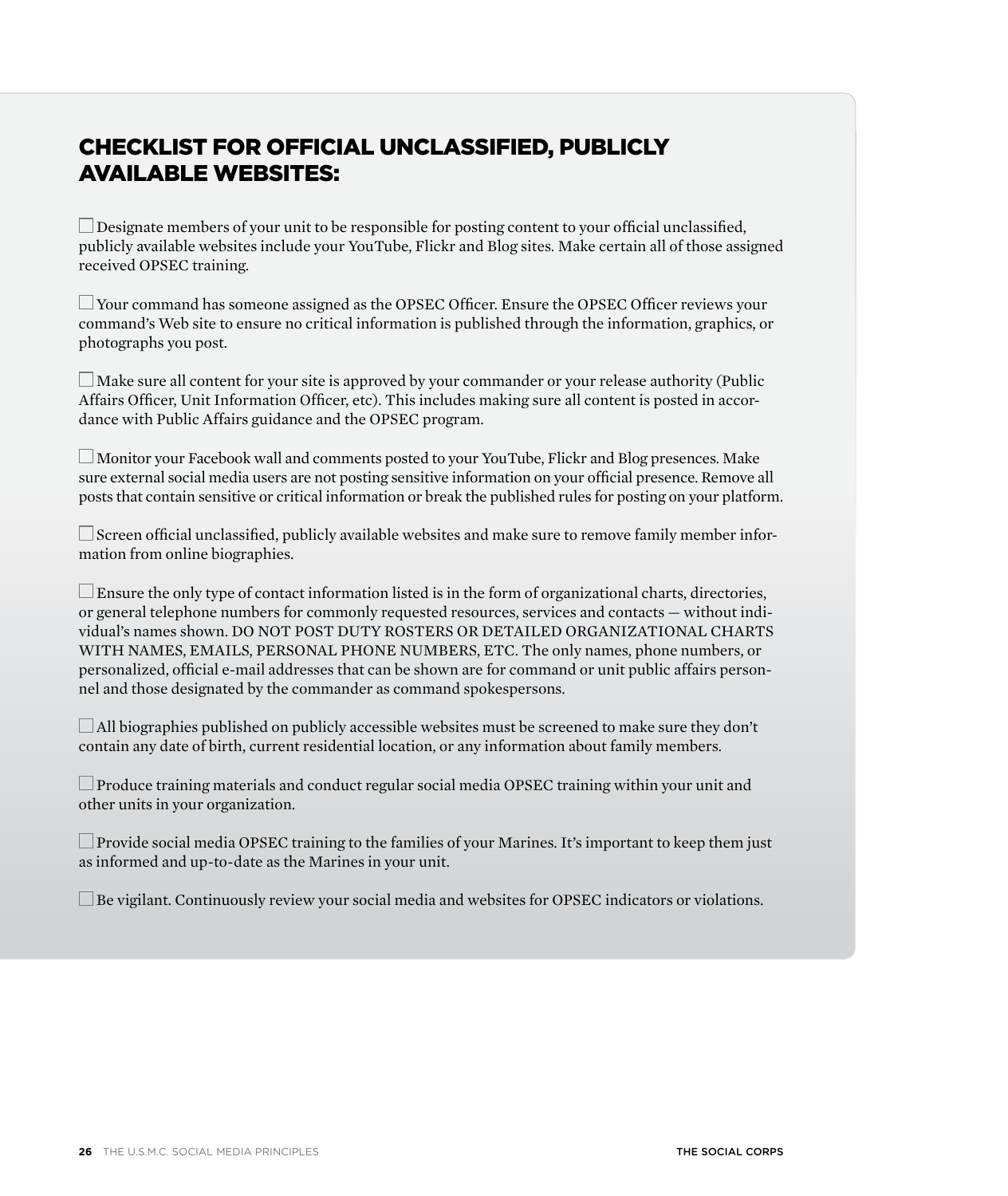## CHECKLIST FOR OFFICIAL UNCLASSIFIED, PUBLICLY AVAILABLE WEBSITES:

- [ ] Designate members of your unit to be responsible for posting content to your official unclassified, publicly available websites include your YouTube, Flickr and Blog sites. Make certain all of those assigned received OPSEC training.

- [ ] Your command has someone assigned as the OPSEC Officer. Ensure the OPSEC Officer reviews your command's Web site to ensure no critical information is published through the information, graphics, or photographs you post.

- [ ] Make sure all content for your site is approved by your commander or your release authority (Public Affairs Officer, Unit Information Officer, etc). This includes making sure all content is posted in accordance with Public Affairs guidance and the OPSEC program.

- [ ] Monitor your Facebook wall and comments posted to your YouTube, Flickr and Blog presences. Make sure external social media users are not posting sensitive information on your official presence. Remove all posts that contain sensitive or critical information or break the published rules for posting on your platform.

- [ ] Screen official unclassified, publicly available websites and make sure to remove family member information from online biographies.

- [ ] Ensure the only type of contact information listed is in the form of organizational charts, directories, or general telephone numbers for commonly requested resources, services and contacts — without individual's names shown. DO NOT POST DUTY ROSTERS OR DETAILED ORGANIZATIONAL CHARTS WITH NAMES, EMAILS, PERSONAL PHONE NUMBERS, ETC. The only names, phone numbers, or personalized, official e-mail addresses that can be shown are for command or unit public affairs personnel and those designated by the commander as command spokespersons.

- [ ] All biographies published on publicly accessible websites must be screened to make sure they don't contain any date of birth, current residential location, or any information about family members.

- [ ] Produce training materials and conduct regular social media OPSEC training within your unit and other units in your organization.

- [ ] Provide social media OPSEC training to the families of your Marines. It's important to keep them just as informed and up-to-date as the Marines in your unit.

- [ ] Be vigilant. Continuously review your social media and websites for OPSEC indicators or violations.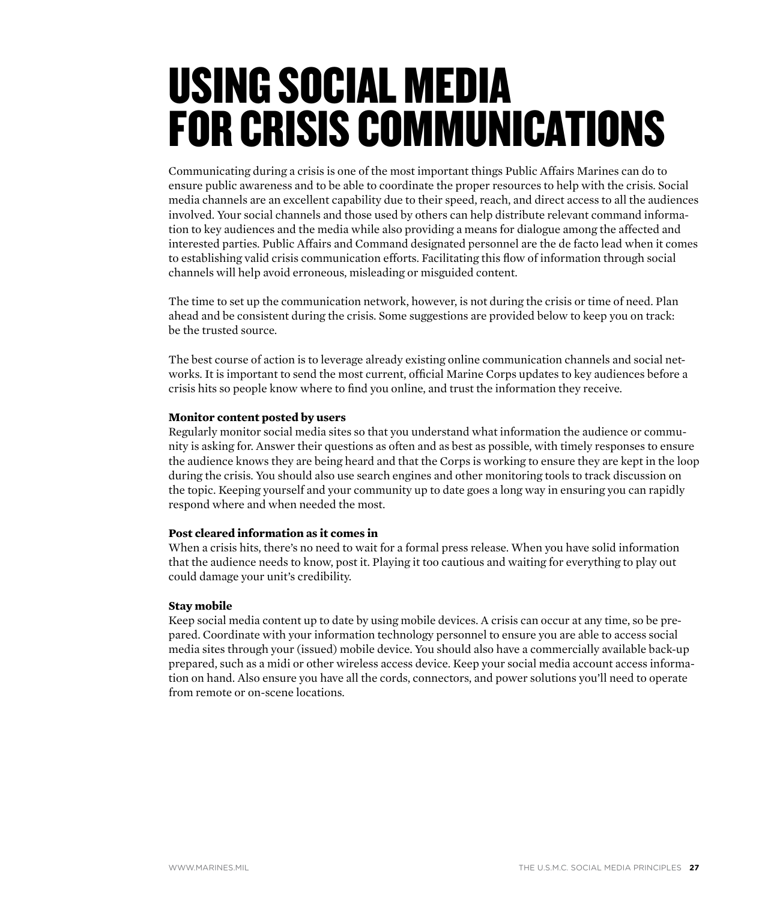# USING SOCIAL MEDIA FOR CRISIS COMMUNICATIONS

Communicating during a crisis is one of the most important things Public Affairs Marines can do to ensure public awareness and to be able to coordinate the proper resources to help with the crisis. Social media channels are an excellent capability due to their speed, reach, and direct access to all the audiences involved. Your social channels and those used by others can help distribute relevant command information to key audiences and the media while also providing a means for dialogue among the affected and interested parties. Public Affairs and Command designated personnel are the de facto lead when it comes to establishing valid crisis communication efforts. Facilitating this flow of information through social channels will help avoid erroneous, misleading or misguided content.

The time to set up the communication network, however, is not during the crisis or time of need. Plan ahead and be consistent during the crisis. Some suggestions are provided below to keep you on track: be the trusted source.

The best course of action is to leverage already existing online communication channels and social networks. It is important to send the most current, official Marine Corps updates to key audiences before a crisis hits so people know where to find you online, and trust the information they receive.

**Monitor content posted by users**

Regularly monitor social media sites so that you understand what information the audience or community is asking for. Answer their questions as often and as best as possible, with timely responses to ensure the audience knows they are being heard and that the Corps is working to ensure they are kept in the loop during the crisis. You should also use search engines and other monitoring tools to track discussion on the topic. Keeping yourself and your community up to date goes a long way in ensuring you can rapidly respond where and when needed the most.

**Post cleared information as it comes in**

When a crisis hits, there's no need to wait for a formal press release. When you have solid information that the audience needs to know, post it. Playing it too cautious and waiting for everything to play out could damage your unit's credibility.

**Stay mobile**

Keep social media content up to date by using mobile devices. A crisis can occur at any time, so be prepared. Coordinate with your information technology personnel to ensure you are able to access social media sites through your (issued) mobile device. You should also have a commercially available back-up prepared, such as a midi or other wireless access device. Keep your social media account access information on hand. Also ensure you have all the cords, connectors, and power solutions you'll need to operate from remote or on-scene locations.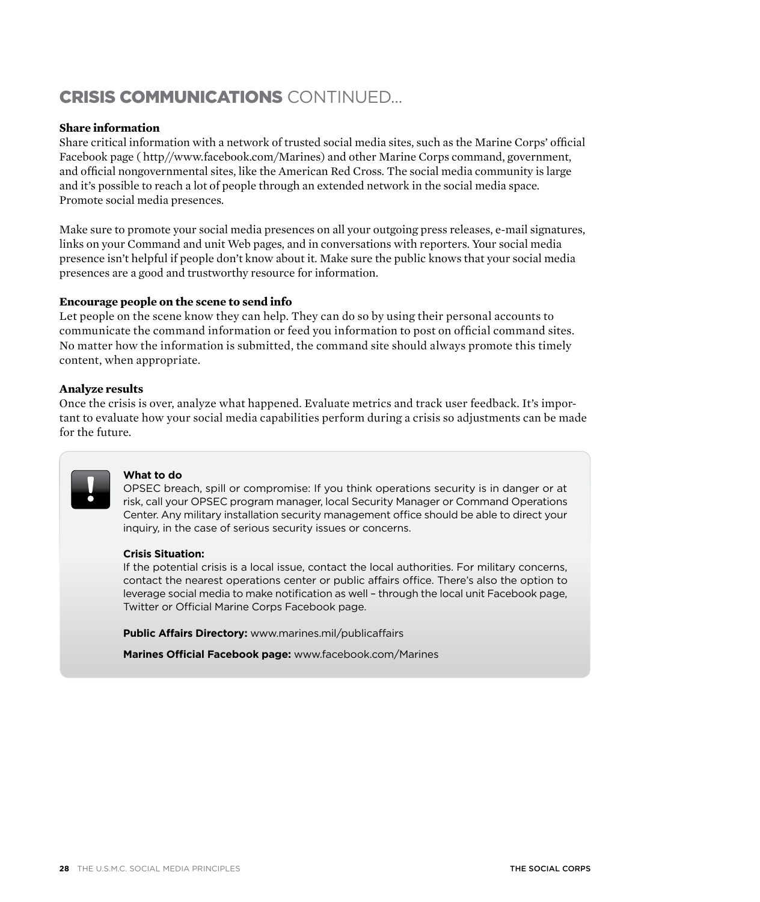## CRISIS COMMUNICATIONS CONTINUED...

**Share information**

Share critical information with a network of trusted social media sites, such as the Marine Corps' official Facebook page ( http//www.facebook.com/Marines) and other Marine Corps command, government, and official nongovernmental sites, like the American Red Cross. The social media community is large and it's possible to reach a lot of people through an extended network in the social media space. Promote social media presences.

Make sure to promote your social media presences on all your outgoing press releases, e-mail signatures, links on your Command and unit Web pages, and in conversations with reporters. Your social media presence isn't helpful if people don't know about it. Make sure the public knows that your social media presences are a good and trustworthy resource for information.

**Encourage people on the scene to send info**

Let people on the scene know they can help. They can do so by using their personal accounts to communicate the command information or feed you information to post on official command sites. No matter how the information is submitted, the command site should always promote this timely content, when appropriate.

**Analyze results**

Once the crisis is over, analyze what happened. Evaluate metrics and track user feedback. It's important to evaluate how your social media capabilities perform during a crisis so adjustments can be made for the future.

**What to do**

OPSEC breach, spill or compromise: If you think operations security is in danger or at risk, call your OPSEC program manager, local Security Manager or Command Operations Center. Any military installation security management office should be able to direct your inquiry, in the case of serious security issues or concerns.

**Crisis Situation:**

If the potential crisis is a local issue, contact the local authorities. For military concerns, contact the nearest operations center or public affairs office. There's also the option to leverage social media to make notification as well – through the local unit Facebook page, Twitter or Official Marine Corps Facebook page.

**Public Affairs Directory:** www.marines.mil/publicaffairs

**Marines Official Facebook page:** www.facebook.com/Marines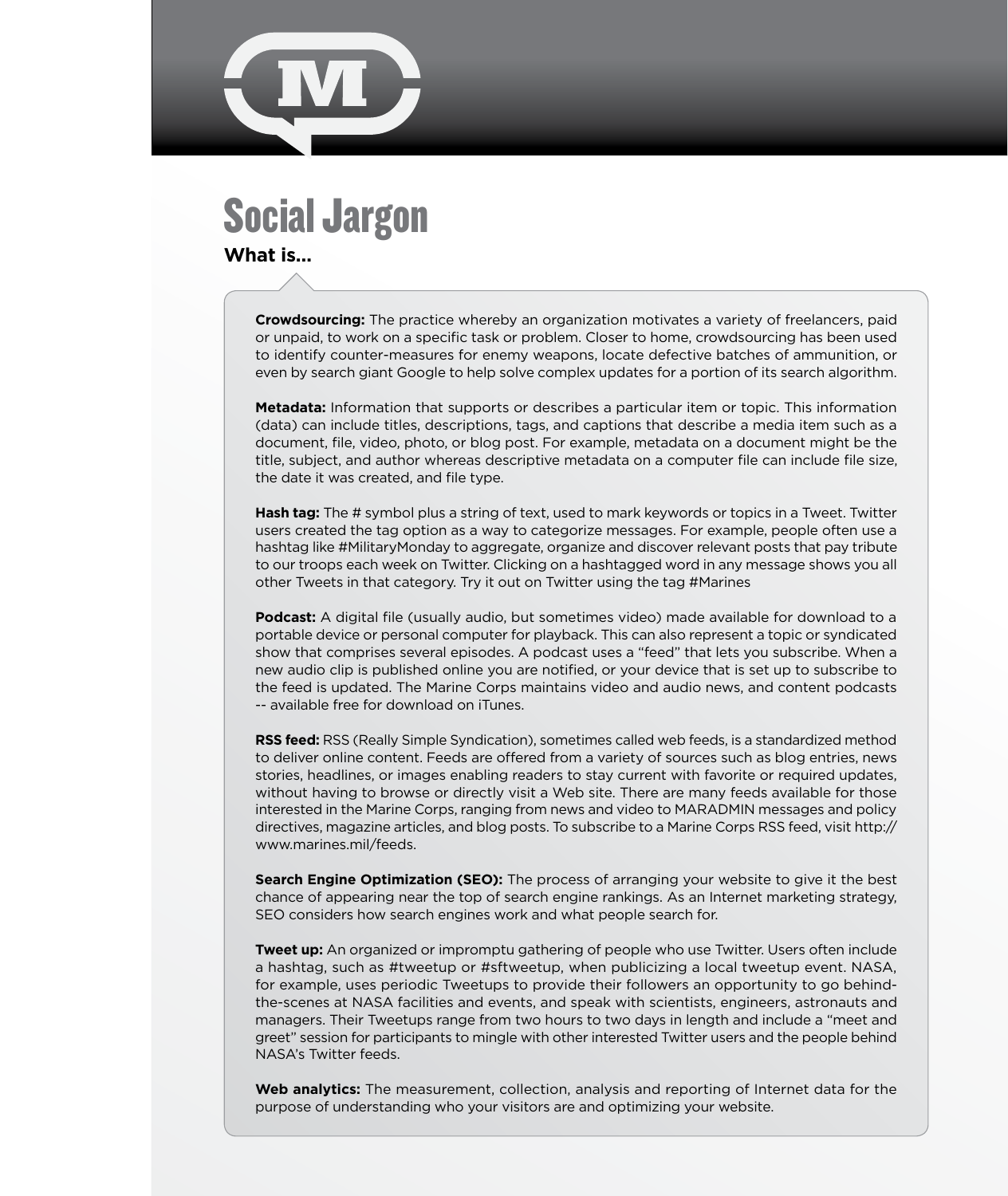# Social Jargon

**What is...**

**Crowdsourcing:** The practice whereby an organization motivates a variety of freelancers, paid or unpaid, to work on a specific task or problem. Closer to home, crowdsourcing has been used to identify counter-measures for enemy weapons, locate defective batches of ammunition, or even by search giant Google to help solve complex updates for a portion of its search algorithm.

**Metadata:** Information that supports or describes a particular item or topic. This information (data) can include titles, descriptions, tags, and captions that describe a media item such as a document, file, video, photo, or blog post. For example, metadata on a document might be the title, subject, and author whereas descriptive metadata on a computer file can include file size, the date it was created, and file type.

**Hash tag:** The # symbol plus a string of text, used to mark keywords or topics in a Tweet. Twitter users created the tag option as a way to categorize messages. For example, people often use a hashtag like #MilitaryMonday to aggregate, organize and discover relevant posts that pay tribute to our troops each week on Twitter. Clicking on a hashtagged word in any message shows you all other Tweets in that category. Try it out on Twitter using the tag #Marines

**Podcast:** A digital file (usually audio, but sometimes video) made available for download to a portable device or personal computer for playback. This can also represent a topic or syndicated show that comprises several episodes. A podcast uses a "feed" that lets you subscribe. When a new audio clip is published online you are notified, or your device that is set up to subscribe to the feed is updated. The Marine Corps maintains video and audio news, and content podcasts -- available free for download on iTunes.

**RSS feed:** RSS (Really Simple Syndication), sometimes called web feeds, is a standardized method to deliver online content. Feeds are offered from a variety of sources such as blog entries, news stories, headlines, or images enabling readers to stay current with favorite or required updates, without having to browse or directly visit a Web site. There are many feeds available for those interested in the Marine Corps, ranging from news and video to MARADMIN messages and policy directives, magazine articles, and blog posts. To subscribe to a Marine Corps RSS feed, visit http://www.marines.mil/feeds.

**Search Engine Optimization (SEO):** The process of arranging your website to give it the best chance of appearing near the top of search engine rankings. As an Internet marketing strategy, SEO considers how search engines work and what people search for.

**Tweet up:** An organized or impromptu gathering of people who use Twitter. Users often include a hashtag, such as #tweetup or #sftweetup, when publicizing a local tweetup event. NASA, for example, uses periodic Tweetups to provide their followers an opportunity to go behind-the-scenes at NASA facilities and events, and speak with scientists, engineers, astronauts and managers. Their Tweetups range from two hours to two days in length and include a "meet and greet" session for participants to mingle with other interested Twitter users and the people behind NASA's Twitter feeds.

**Web analytics:** The measurement, collection, analysis and reporting of Internet data for the purpose of understanding who your visitors are and optimizing your website.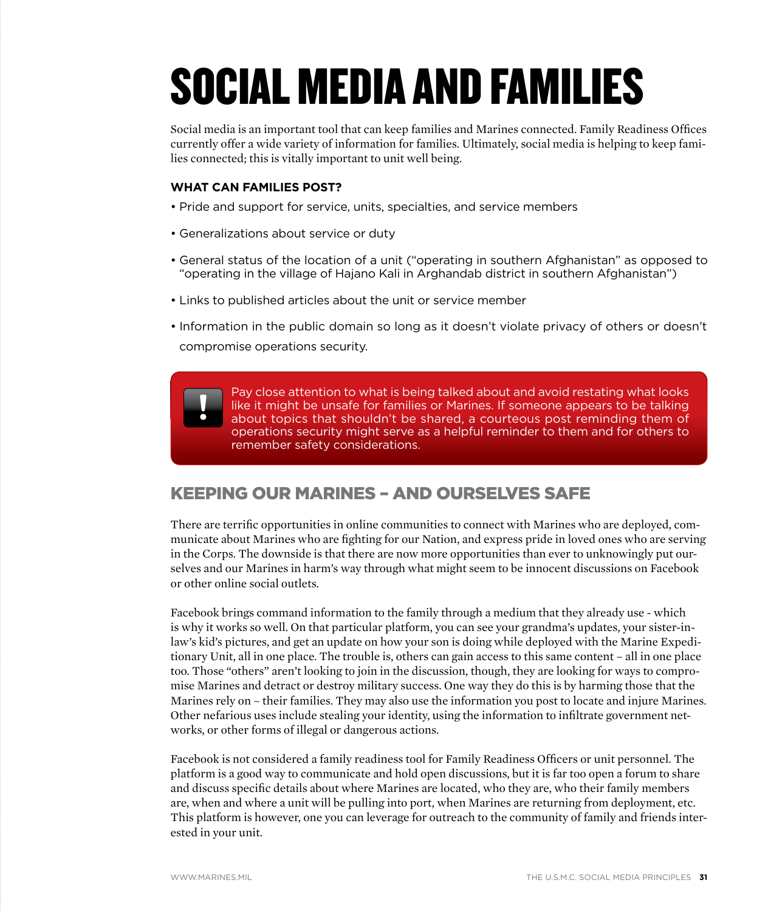# SOCIAL MEDIA AND FAMILIES

Social media is an important tool that can keep families and Marines connected. Family Readiness Offices currently offer a wide variety of information for families. Ultimately, social media is helping to keep families connected; this is vitally important to unit well being.

**WHAT CAN FAMILIES POST?**

- Pride and support for service, units, specialties, and service members
- Generalizations about service or duty
- General status of the location of a unit ("operating in southern Afghanistan" as opposed to "operating in the village of Hajano Kali in Arghandab district in southern Afghanistan")
- Links to published articles about the unit or service member
- Information in the public domain so long as it doesn't violate privacy of others or doesn't compromise operations security.

> **!** Pay close attention to what is being talked about and avoid restating what looks like it might be unsafe for families or Marines. If someone appears to be talking about topics that shouldn't be shared, a courteous post reminding them of operations security might serve as a helpful reminder to them and for others to remember safety considerations.

## KEEPING OUR MARINES – AND OURSELVES SAFE

There are terrific opportunities in online communities to connect with Marines who are deployed, communicate about Marines who are fighting for our Nation, and express pride in loved ones who are serving in the Corps. The downside is that there are now more opportunities than ever to unknowingly put ourselves and our Marines in harm's way through what might seem to be innocent discussions on Facebook or other online social outlets.

Facebook brings command information to the family through a medium that they already use - which is why it works so well. On that particular platform, you can see your grandma's updates, your sister-in-law's kid's pictures, and get an update on how your son is doing while deployed with the Marine Expeditionary Unit, all in one place. The trouble is, others can gain access to this same content – all in one place too. Those "others" aren't looking to join in the discussion, though, they are looking for ways to compromise Marines and detract or destroy military success. One way they do this is by harming those that the Marines rely on – their families. They may also use the information you post to locate and injure Marines. Other nefarious uses include stealing your identity, using the information to infiltrate government networks, or other forms of illegal or dangerous actions.

Facebook is not considered a family readiness tool for Family Readiness Officers or unit personnel. The platform is a good way to communicate and hold open discussions, but it is far too open a forum to share and discuss specific details about where Marines are located, who they are, who their family members are, when and where a unit will be pulling into port, when Marines are returning from deployment, etc. This platform is however, one you can leverage for outreach to the community of family and friends interested in your unit.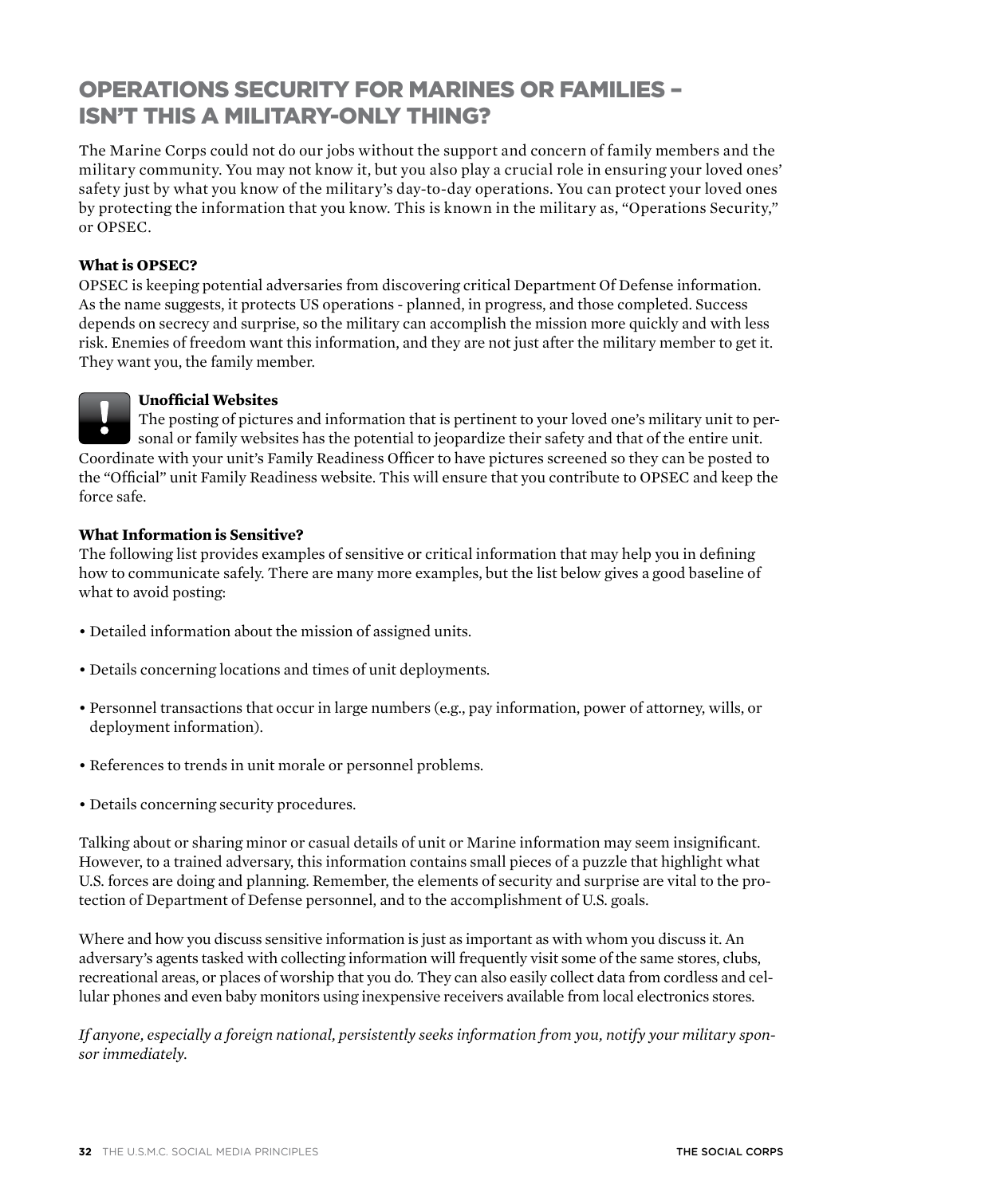## OPERATIONS SECURITY FOR MARINES OR FAMILIES – ISN'T THIS A MILITARY-ONLY THING?

The Marine Corps could not do our jobs without the support and concern of family members and the military community. You may not know it, but you also play a crucial role in ensuring your loved ones' safety just by what you know of the military's day-to-day operations. You can protect your loved ones by protecting the information that you know. This is known in the military as, "Operations Security," or OPSEC.

**What is OPSEC?**
OPSEC is keeping potential adversaries from discovering critical Department Of Defense information. As the name suggests, it protects US operations - planned, in progress, and those completed. Success depends on secrecy and surprise, so the military can accomplish the mission more quickly and with less risk. Enemies of freedom want this information, and they are not just after the military member to get it. They want you, the family member.

**Unofficial Websites**
The posting of pictures and information that is pertinent to your loved one's military unit to personal or family websites has the potential to jeopardize their safety and that of the entire unit. Coordinate with your unit's Family Readiness Officer to have pictures screened so they can be posted to the "Official" unit Family Readiness website. This will ensure that you contribute to OPSEC and keep the force safe.

**What Information is Sensitive?**
The following list provides examples of sensitive or critical information that may help you in defining how to communicate safely. There are many more examples, but the list below gives a good baseline of what to avoid posting:

- Detailed information about the mission of assigned units.
- Details concerning locations and times of unit deployments.
- Personnel transactions that occur in large numbers (e.g., pay information, power of attorney, wills, or deployment information).
- References to trends in unit morale or personnel problems.
- Details concerning security procedures.

Talking about or sharing minor or casual details of unit or Marine information may seem insignificant. However, to a trained adversary, this information contains small pieces of a puzzle that highlight what U.S. forces are doing and planning. Remember, the elements of security and surprise are vital to the protection of Department of Defense personnel, and to the accomplishment of U.S. goals.

Where and how you discuss sensitive information is just as important as with whom you discuss it. An adversary's agents tasked with collecting information will frequently visit some of the same stores, clubs, recreational areas, or places of worship that you do. They can also easily collect data from cordless and cellular phones and even baby monitors using inexpensive receivers available from local electronics stores.

*If anyone, especially a foreign national, persistently seeks information from you, notify your military sponsor immediately.*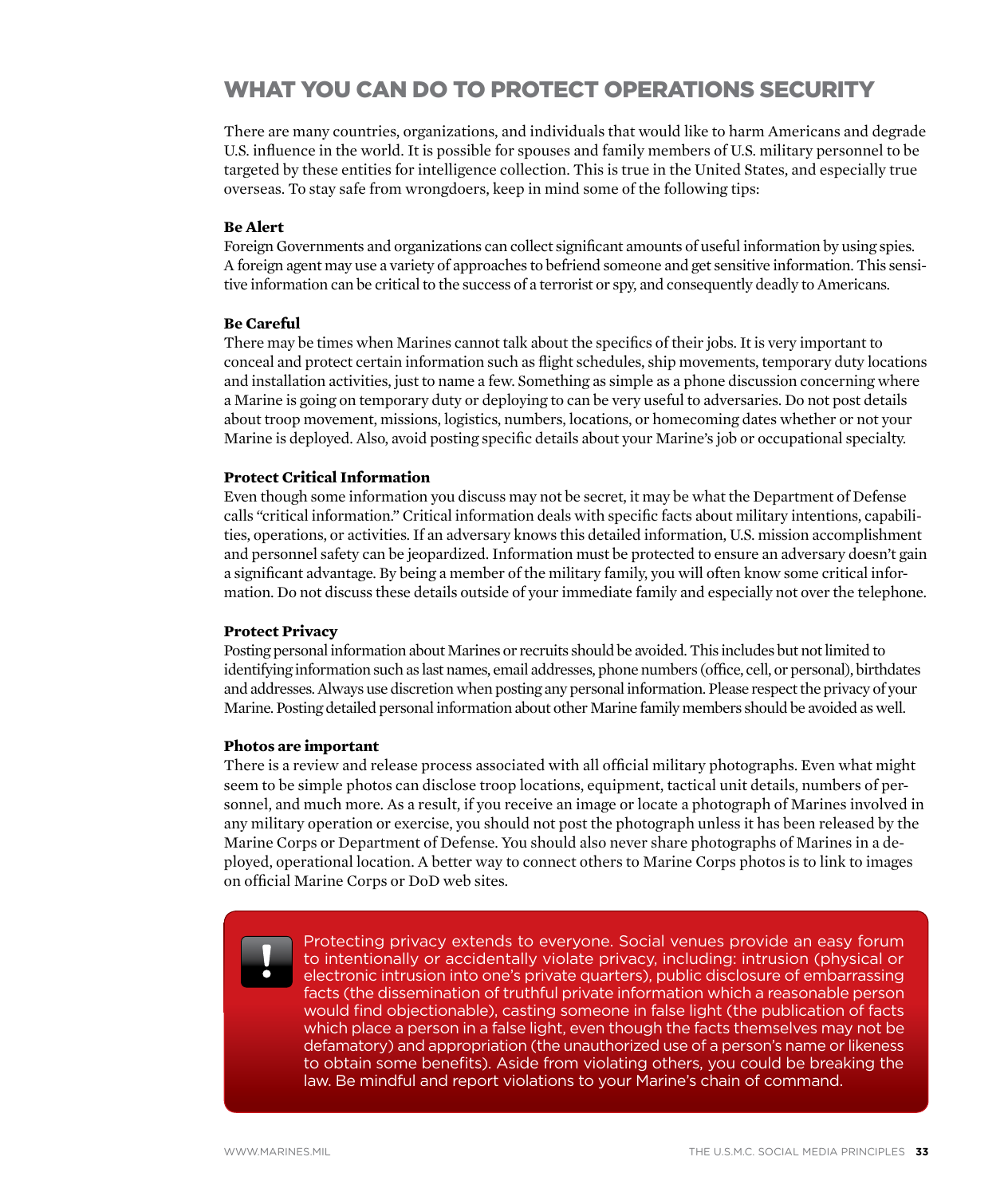## WHAT YOU CAN DO TO PROTECT OPERATIONS SECURITY

There are many countries, organizations, and individuals that would like to harm Americans and degrade U.S. influence in the world. It is possible for spouses and family members of U.S. military personnel to be targeted by these entities for intelligence collection. This is true in the United States, and especially true overseas. To stay safe from wrongdoers, keep in mind some of the following tips:

**Be Alert**
Foreign Governments and organizations can collect significant amounts of useful information by using spies. A foreign agent may use a variety of approaches to befriend someone and get sensitive information. This sensitive information can be critical to the success of a terrorist or spy, and consequently deadly to Americans.

**Be Careful**
There may be times when Marines cannot talk about the specifics of their jobs. It is very important to conceal and protect certain information such as flight schedules, ship movements, temporary duty locations and installation activities, just to name a few. Something as simple as a phone discussion concerning where a Marine is going on temporary duty or deploying to can be very useful to adversaries. Do not post details about troop movement, missions, logistics, numbers, locations, or homecoming dates whether or not your Marine is deployed. Also, avoid posting specific details about your Marine's job or occupational specialty.

**Protect Critical Information**
Even though some information you discuss may not be secret, it may be what the Department of Defense calls "critical information." Critical information deals with specific facts about military intentions, capabilities, operations, or activities. If an adversary knows this detailed information, U.S. mission accomplishment and personnel safety can be jeopardized. Information must be protected to ensure an adversary doesn't gain a significant advantage. By being a member of the military family, you will often know some critical information. Do not discuss these details outside of your immediate family and especially not over the telephone.

**Protect Privacy**
Posting personal information about Marines or recruits should be avoided. This includes but not limited to identifying information such as last names, email addresses, phone numbers (office, cell, or personal), birthdates and addresses. Always use discretion when posting any personal information. Please respect the privacy of your Marine. Posting detailed personal information about other Marine family members should be avoided as well.

**Photos are important**
There is a review and release process associated with all official military photographs. Even what might seem to be simple photos can disclose troop locations, equipment, tactical unit details, numbers of personnel, and much more. As a result, if you receive an image or locate a photograph of Marines involved in any military operation or exercise, you should not post the photograph unless it has been released by the Marine Corps or Department of Defense. You should also never share photographs of Marines in a deployed, operational location. A better way to connect others to Marine Corps photos is to link to images on official Marine Corps or DoD web sites.

> **!** Protecting privacy extends to everyone. Social venues provide an easy forum to intentionally or accidentally violate privacy, including: intrusion (physical or electronic intrusion into one's private quarters), public disclosure of embarrassing facts (the dissemination of truthful private information which a reasonable person would find objectionable), casting someone in false light (the publication of facts which place a person in a false light, even though the facts themselves may not be defamatory) and appropriation (the unauthorized use of a person's name or likeness to obtain some benefits). Aside from violating others, you could be breaking the law. Be mindful and report violations to your Marine's chain of command.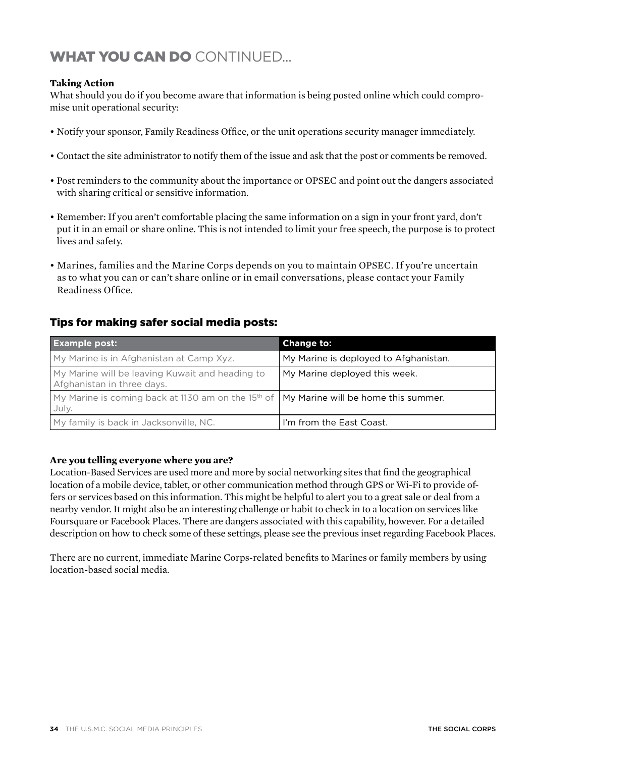## WHAT YOU CAN DO CONTINUED...

**Taking Action**
What should you do if you become aware that information is being posted online which could compromise unit operational security:

- Notify your sponsor, Family Readiness Office, or the unit operations security manager immediately.
- Contact the site administrator to notify them of the issue and ask that the post or comments be removed.
- Post reminders to the community about the importance or OPSEC and point out the dangers associated with sharing critical or sensitive information.
- Remember: If you aren't comfortable placing the same information on a sign in your front yard, don't put it in an email or share online. This is not intended to limit your free speech, the purpose is to protect lives and safety.
- Marines, families and the Marine Corps depends on you to maintain OPSEC. If you're uncertain as to what you can or can't share online or in email conversations, please contact your Family Readiness Office.

### Tips for making safer social media posts:

| Example post: | Change to: |
|---|---|
| My Marine is in Afghanistan at Camp Xyz. | My Marine is deployed to Afghanistan. |
| My Marine will be leaving Kuwait and heading to Afghanistan in three days. | My Marine deployed this week. |
| My Marine is coming back at 1130 am on the 15th of July. | My Marine will be home this summer. |
| My family is back in Jacksonville, NC. | I'm from the East Coast. |

**Are you telling everyone where you are?**
Location-Based Services are used more and more by social networking sites that find the geographical location of a mobile device, tablet, or other communication method through GPS or Wi-Fi to provide offers or services based on this information. This might be helpful to alert you to a great sale or deal from a nearby vendor. It might also be an interesting challenge or habit to check in to a location on services like Foursquare or Facebook Places. There are dangers associated with this capability, however. For a detailed description on how to check some of these settings, please see the previous inset regarding Facebook Places.

There are no current, immediate Marine Corps-related benefits to Marines or family members by using location-based social media.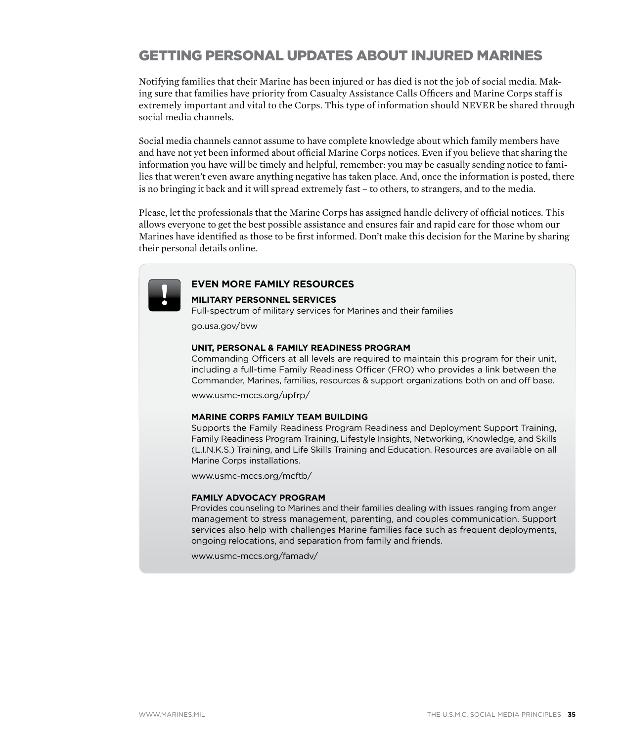## GETTING PERSONAL UPDATES ABOUT INJURED MARINES

Notifying families that their Marine has been injured or has died is not the job of social media. Making sure that families have priority from Casualty Assistance Calls Officers and Marine Corps staff is extremely important and vital to the Corps. This type of information should NEVER be shared through social media channels.

Social media channels cannot assume to have complete knowledge about which family members have and have not yet been informed about official Marine Corps notices. Even if you believe that sharing the information you have will be timely and helpful, remember: you may be casually sending notice to families that weren't even aware anything negative has taken place. And, once the information is posted, there is no bringing it back and it will spread extremely fast – to others, to strangers, and to the media.

Please, let the professionals that the Marine Corps has assigned handle delivery of official notices. This allows everyone to get the best possible assistance and ensures fair and rapid care for those whom our Marines have identified as those to be first informed. Don't make this decision for the Marine by sharing their personal details online.

### EVEN MORE FAMILY RESOURCES

**MILITARY PERSONNEL SERVICES**
Full-spectrum of military services for Marines and their families

go.usa.gov/bvw

**UNIT, PERSONAL & FAMILY READINESS PROGRAM**
Commanding Officers at all levels are required to maintain this program for their unit, including a full-time Family Readiness Officer (FRO) who provides a link between the Commander, Marines, families, resources & support organizations both on and off base.

www.usmc-mccs.org/upfrp/

**MARINE CORPS FAMILY TEAM BUILDING**
Supports the Family Readiness Program Readiness and Deployment Support Training, Family Readiness Program Training, Lifestyle Insights, Networking, Knowledge, and Skills (L.I.N.K.S.) Training, and Life Skills Training and Education. Resources are available on all Marine Corps installations.

www.usmc-mccs.org/mcftb/

**FAMILY ADVOCACY PROGRAM**
Provides counseling to Marines and their families dealing with issues ranging from anger management to stress management, parenting, and couples communication. Support services also help with challenges Marine families face such as frequent deployments, ongoing relocations, and separation from family and friends.

www.usmc-mccs.org/famadv/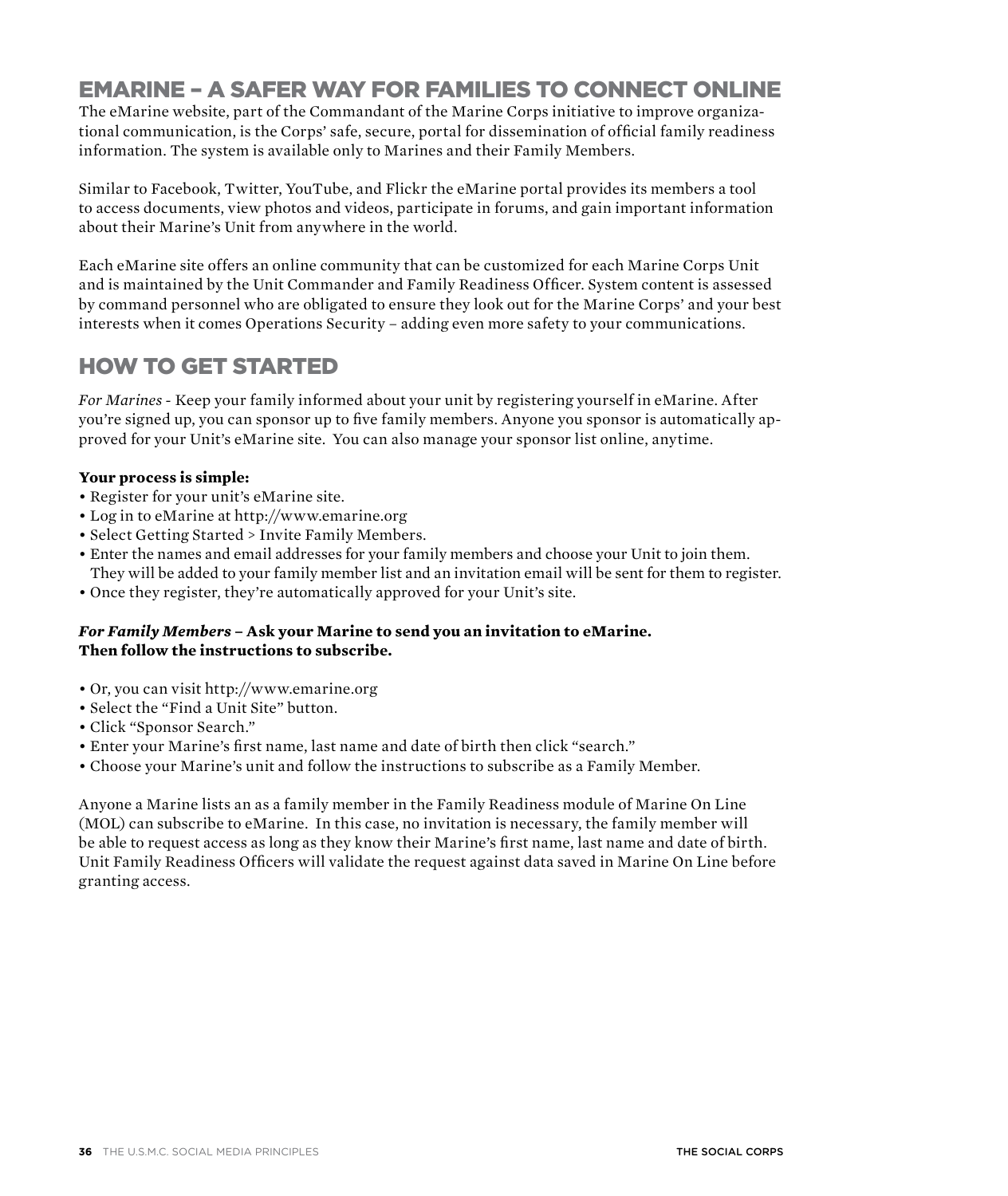## EMARINE – A SAFER WAY FOR FAMILIES TO CONNECT ONLINE

The eMarine website, part of the Commandant of the Marine Corps initiative to improve organizational communication, is the Corps' safe, secure, portal for dissemination of official family readiness information. The system is available only to Marines and their Family Members.

Similar to Facebook, Twitter, YouTube, and Flickr the eMarine portal provides its members a tool to access documents, view photos and videos, participate in forums, and gain important information about their Marine's Unit from anywhere in the world.

Each eMarine site offers an online community that can be customized for each Marine Corps Unit and is maintained by the Unit Commander and Family Readiness Officer. System content is assessed by command personnel who are obligated to ensure they look out for the Marine Corps' and your best interests when it comes Operations Security – adding even more safety to your communications.

## HOW TO GET STARTED

*For Marines* - Keep your family informed about your unit by registering yourself in eMarine. After you're signed up, you can sponsor up to five family members. Anyone you sponsor is automatically approved for your Unit's eMarine site. You can also manage your sponsor list online, anytime.

**Your process is simple:**

- Register for your unit's eMarine site.
- Log in to eMarine at http://www.emarine.org
- Select Getting Started > Invite Family Members.
- Enter the names and email addresses for your family members and choose your Unit to join them. They will be added to your family member list and an invitation email will be sent for them to register.
- Once they register, they're automatically approved for your Unit's site.

***For Family Members* – Ask your Marine to send you an invitation to eMarine. Then follow the instructions to subscribe.**

- Or, you can visit http://www.emarine.org
- Select the "Find a Unit Site" button.
- Click "Sponsor Search."
- Enter your Marine's first name, last name and date of birth then click "search."
- Choose your Marine's unit and follow the instructions to subscribe as a Family Member.

Anyone a Marine lists an as a family member in the Family Readiness module of Marine On Line (MOL) can subscribe to eMarine. In this case, no invitation is necessary, the family member will be able to request access as long as they know their Marine's first name, last name and date of birth. Unit Family Readiness Officers will validate the request against data saved in Marine On Line before granting access.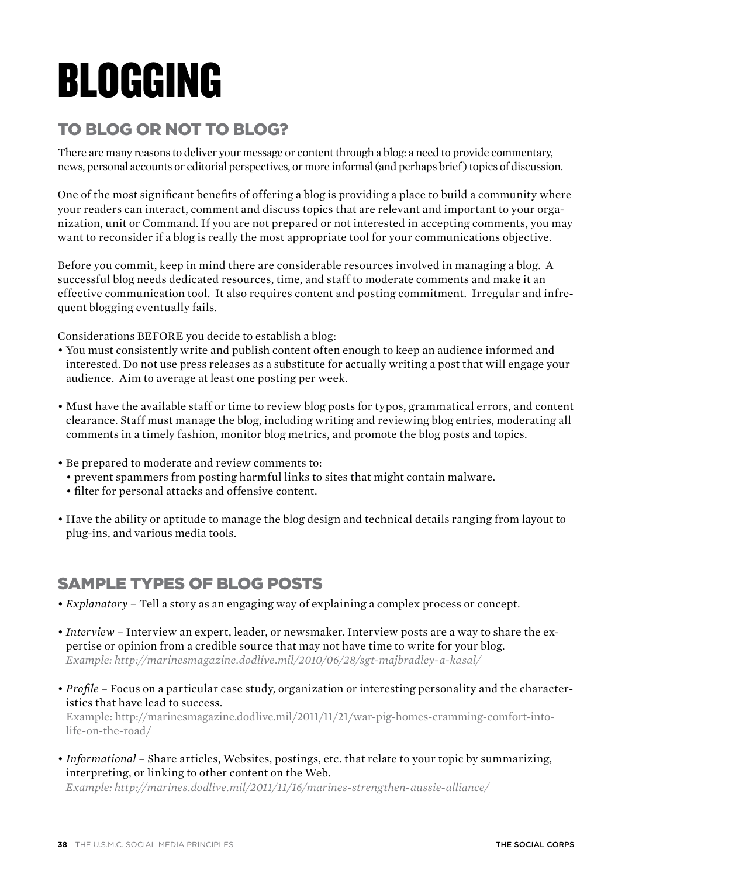# BLOGGING

## TO BLOG OR NOT TO BLOG?

There are many reasons to deliver your message or content through a blog: a need to provide commentary, news, personal accounts or editorial perspectives, or more informal (and perhaps brief) topics of discussion.

One of the most significant benefits of offering a blog is providing a place to build a community where your readers can interact, comment and discuss topics that are relevant and important to your organization, unit or Command. If you are not prepared or not interested in accepting comments, you may want to reconsider if a blog is really the most appropriate tool for your communications objective.

Before you commit, keep in mind there are considerable resources involved in managing a blog. A successful blog needs dedicated resources, time, and staff to moderate comments and make it an effective communication tool. It also requires content and posting commitment. Irregular and infrequent blogging eventually fails.

Considerations BEFORE you decide to establish a blog:

- You must consistently write and publish content often enough to keep an audience informed and interested. Do not use press releases as a substitute for actually writing a post that will engage your audience. Aim to average at least one posting per week.
- Must have the available staff or time to review blog posts for typos, grammatical errors, and content clearance. Staff must manage the blog, including writing and reviewing blog entries, moderating all comments in a timely fashion, monitor blog metrics, and promote the blog posts and topics.
- Be prepared to moderate and review comments to:
  - prevent spammers from posting harmful links to sites that might contain malware.
  - filter for personal attacks and offensive content.
- Have the ability or aptitude to manage the blog design and technical details ranging from layout to plug-ins, and various media tools.

## SAMPLE TYPES OF BLOG POSTS

- *Explanatory* – Tell a story as an engaging way of explaining a complex process or concept.
- *Interview* – Interview an expert, leader, or newsmaker. Interview posts are a way to share the expertise or opinion from a credible source that may not have time to write for your blog.
  *Example: http://marinesmagazine.dodlive.mil/2010/06/28/sgt-majbradley-a-kasal/*
- *Profile* – Focus on a particular case study, organization or interesting personality and the characteristics that have lead to success.
  Example: http://marinesmagazine.dodlive.mil/2011/11/21/war-pig-homes-cramming-comfort-into-life-on-the-road/
- *Informational* – Share articles, Websites, postings, etc. that relate to your topic by summarizing, interpreting, or linking to other content on the Web.
  *Example: http://marines.dodlive.mil/2011/11/16/marines-strengthen-aussie-alliance/*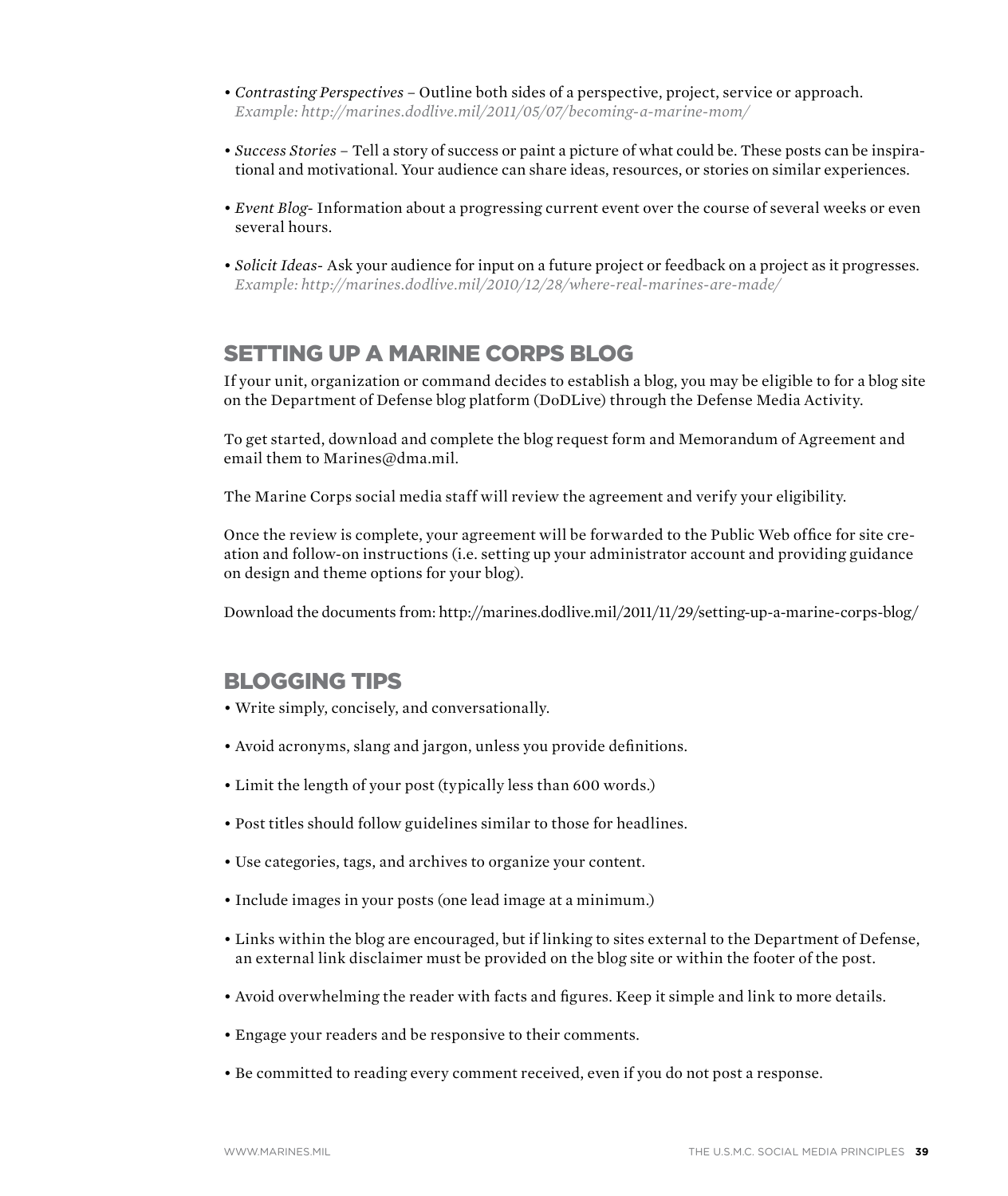- *Contrasting Perspectives* – Outline both sides of a perspective, project, service or approach.
  *Example: http://marines.dodlive.mil/2011/05/07/becoming-a-marine-mom/*

- *Success Stories* – Tell a story of success or paint a picture of what could be. These posts can be inspirational and motivational. Your audience can share ideas, resources, or stories on similar experiences.

- *Event Blog*- Information about a progressing current event over the course of several weeks or even several hours.

- *Solicit Ideas*- Ask your audience for input on a future project or feedback on a project as it progresses.
  *Example: http://marines.dodlive.mil/2010/12/28/where-real-marines-are-made/*

## SETTING UP A MARINE CORPS BLOG

If your unit, organization or command decides to establish a blog, you may be eligible to for a blog site on the Department of Defense blog platform (DoDLive) through the Defense Media Activity.

To get started, download and complete the blog request form and Memorandum of Agreement and email them to Marines@dma.mil.

The Marine Corps social media staff will review the agreement and verify your eligibility.

Once the review is complete, your agreement will be forwarded to the Public Web office for site creation and follow-on instructions (i.e. setting up your administrator account and providing guidance on design and theme options for your blog).

Download the documents from: http://marines.dodlive.mil/2011/11/29/setting-up-a-marine-corps-blog/

## BLOGGING TIPS

- Write simply, concisely, and conversationally.

- Avoid acronyms, slang and jargon, unless you provide definitions.

- Limit the length of your post (typically less than 600 words.)

- Post titles should follow guidelines similar to those for headlines.

- Use categories, tags, and archives to organize your content.

- Include images in your posts (one lead image at a minimum.)

- Links within the blog are encouraged, but if linking to sites external to the Department of Defense, an external link disclaimer must be provided on the blog site or within the footer of the post.

- Avoid overwhelming the reader with facts and figures. Keep it simple and link to more details.

- Engage your readers and be responsive to their comments.

- Be committed to reading every comment received, even if you do not post a response.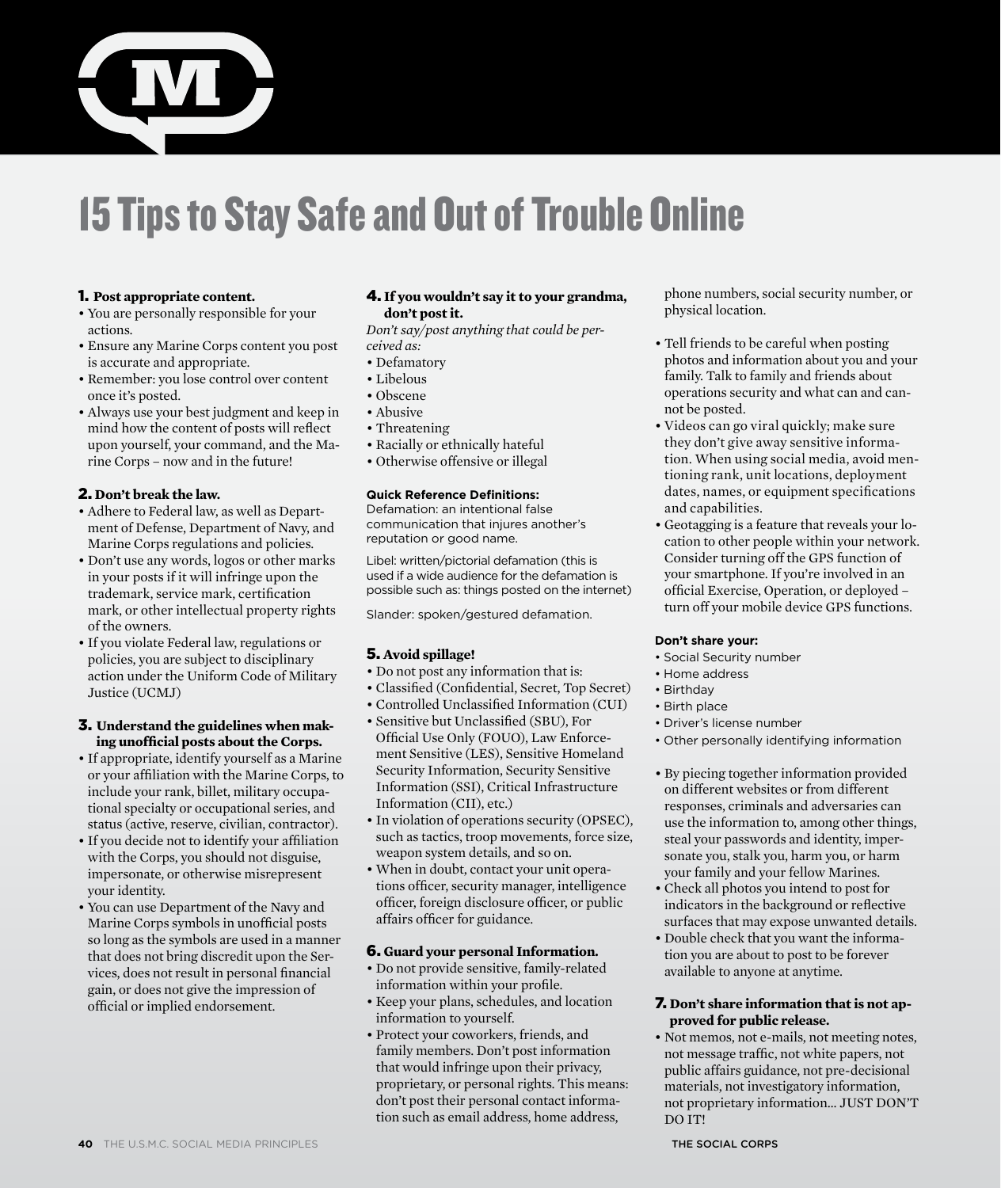# 15 Tips to Stay Safe and Out of Trouble Online

**1. Post appropriate content.**

- You are personally responsible for your actions.
- Ensure any Marine Corps content you post is accurate and appropriate.
- Remember: you lose control over content once it's posted.
- Always use your best judgment and keep in mind how the content of posts will reflect upon yourself, your command, and the Marine Corps – now and in the future!

**2. Don't break the law.**

- Adhere to Federal law, as well as Department of Defense, Department of Navy, and Marine Corps regulations and policies.
- Don't use any words, logos or other marks in your posts if it will infringe upon the trademark, service mark, certification mark, or other intellectual property rights of the owners.
- If you violate Federal law, regulations or policies, you are subject to disciplinary action under the Uniform Code of Military Justice (UCMJ)

**3. Understand the guidelines when making unofficial posts about the Corps.**

- If appropriate, identify yourself as a Marine or your affiliation with the Marine Corps, to include your rank, billet, military occupational specialty or occupational series, and status (active, reserve, civilian, contractor).
- If you decide not to identify your affiliation with the Corps, you should not disguise, impersonate, or otherwise misrepresent your identity.
- You can use Department of the Navy and Marine Corps symbols in unofficial posts so long as the symbols are used in a manner that does not bring discredit upon the Services, does not result in personal financial gain, or does not give the impression of official or implied endorsement.

**4. If you wouldn't say it to your grandma, don't post it.**

*Don't say/post anything that could be perceived as:*

- Defamatory
- Libelous
- Obscene
- Abusive
- Threatening
- Racially or ethnically hateful
- Otherwise offensive or illegal

**Quick Reference Definitions:**

Defamation: an intentional false communication that injures another's reputation or good name.

Libel: written/pictorial defamation (this is used if a wide audience for the defamation is possible such as: things posted on the internet)

Slander: spoken/gestured defamation.

**5. Avoid spillage!**

- Do not post any information that is:
- Classified (Confidential, Secret, Top Secret)
- Controlled Unclassified Information (CUI)
- Sensitive but Unclassified (SBU), For Official Use Only (FOUO), Law Enforcement Sensitive (LES), Sensitive Homeland Security Information, Security Sensitive Information (SSI), Critical Infrastructure Information (CII), etc.)
- In violation of operations security (OPSEC), such as tactics, troop movements, force size, weapon system details, and so on.
- When in doubt, contact your unit operations officer, security manager, intelligence officer, foreign disclosure officer, or public affairs officer for guidance.

**6. Guard your personal Information.**

- Do not provide sensitive, family-related information within your profile.
- Keep your plans, schedules, and location information to yourself.
- Protect your coworkers, friends, and family members. Don't post information that would infringe upon their privacy, proprietary, or personal rights. This means: don't post their personal contact information such as email address, home address, phone numbers, social security number, or physical location.
- Tell friends to be careful when posting photos and information about you and your family. Talk to family and friends about operations security and what can and cannot be posted.
- Videos can go viral quickly; make sure they don't give away sensitive information. When using social media, avoid mentioning rank, unit locations, deployment dates, names, or equipment specifications and capabilities.
- Geotagging is a feature that reveals your location to other people within your network. Consider turning off the GPS function of your smartphone. If you're involved in an official Exercise, Operation, or deployed – turn off your mobile device GPS functions.

**Don't share your:**

- Social Security number
- Home address
- Birthday
- Birth place
- Driver's license number
- Other personally identifying information

- By piecing together information provided on different websites or from different responses, criminals and adversaries can use the information to, among other things, steal your passwords and identity, impersonate you, stalk you, harm you, or harm your family and your fellow Marines.
- Check all photos you intend to post for indicators in the background or reflective surfaces that may expose unwanted details.
- Double check that you want the information you are about to post to be forever available to anyone at anytime.

**7. Don't share information that is not approved for public release.**

- Not memos, not e-mails, not meeting notes, not message traffic, not white papers, not public affairs guidance, not pre-decisional materials, not investigatory information, not proprietary information... JUST DON'T DO IT!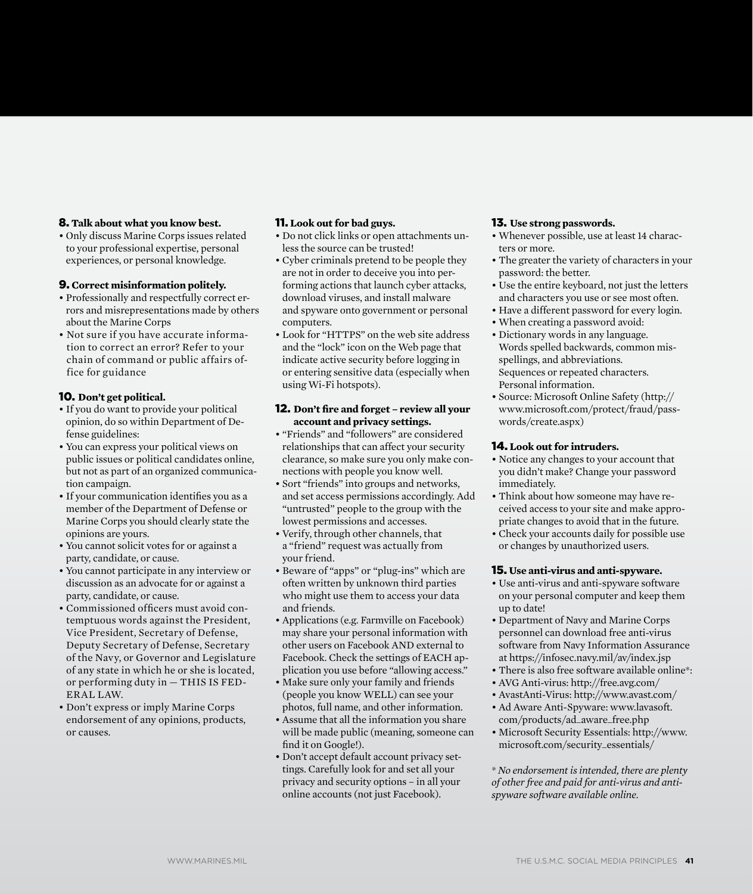### 8. Talk about what you know best.

- Only discuss Marine Corps issues related to your professional expertise, personal experiences, or personal knowledge.

### 9. Correct misinformation politely.

- Professionally and respectfully correct errors and misrepresentations made by others about the Marine Corps
- Not sure if you have accurate information to correct an error? Refer to your chain of command or public affairs office for guidance

### 10. Don't get political.

- If you do want to provide your political opinion, do so within Department of Defense guidelines:
- You can express your political views on public issues or political candidates online, but not as part of an organized communication campaign.
- If your communication identifies you as a member of the Department of Defense or Marine Corps you should clearly state the opinions are yours.
- You cannot solicit votes for or against a party, candidate, or cause.
- You cannot participate in any interview or discussion as an advocate for or against a party, candidate, or cause.
- Commissioned officers must avoid contemptuous words against the President, Vice President, Secretary of Defense, Deputy Secretary of Defense, Secretary of the Navy, or Governor and Legislature of any state in which he or she is located, or performing duty in — THIS IS FEDERAL LAW.
- Don't express or imply Marine Corps endorsement of any opinions, products, or causes.

### 11. Look out for bad guys.

- Do not click links or open attachments unless the source can be trusted!
- Cyber criminals pretend to be people they are not in order to deceive you into performing actions that launch cyber attacks, download viruses, and install malware and spyware onto government or personal computers.
- Look for "HTTPS" on the web site address and the "lock" icon on the Web page that indicate active security before logging in or entering sensitive data (especially when using Wi-Fi hotspots).

### 12. Don't fire and forget – review all your account and privacy settings.

- "Friends" and "followers" are considered relationships that can affect your security clearance, so make sure you only make connections with people you know well.
- Sort "friends" into groups and networks, and set access permissions accordingly. Add "untrusted" people to the group with the lowest permissions and accesses.
- Verify, through other channels, that a "friend" request was actually from your friend.
- Beware of "apps" or "plug-ins" which are often written by unknown third parties who might use them to access your data and friends.
- Applications (e.g. Farmville on Facebook) may share your personal information with other users on Facebook AND external to Facebook. Check the settings of EACH application you use before "allowing access."
- Make sure only your family and friends (people you know WELL) can see your photos, full name, and other information.
- Assume that all the information you share will be made public (meaning, someone can find it on Google!).
- Don't accept default account privacy settings. Carefully look for and set all your privacy and security options – in all your online accounts (not just Facebook).

### 13. Use strong passwords.

- Whenever possible, use at least 14 characters or more.
- The greater the variety of characters in your password: the better.
- Use the entire keyboard, not just the letters and characters you use or see most often.
- Have a different password for every login.
- When creating a password avoid:
- Dictionary words in any language.
  Words spelled backwards, common misspellings, and abbreviations.
  Sequences or repeated characters.
  Personal information.
- Source: Microsoft Online Safety (http://www.microsoft.com/protect/fraud/passwords/create.aspx)

### 14. Look out for intruders.

- Notice any changes to your account that you didn't make? Change your password immediately.
- Think about how someone may have received access to your site and make appropriate changes to avoid that in the future.
- Check your accounts daily for possible use or changes by unauthorized users.

### 15. Use anti-virus and anti-spyware.

- Use anti-virus and anti-spyware software on your personal computer and keep them up to date!
- Department of Navy and Marine Corps personnel can download free anti-virus software from Navy Information Assurance at https://infosec.navy.mil/av/index.jsp
- There is also free software available online*:
- AVG Anti-virus: http://free.avg.com/
- AvastAnti-Virus: http://www.avast.com/
- Ad Aware Anti-Spyware: www.lavasoft.com/products/ad_aware_free.php
- Microsoft Security Essentials: http://www.microsoft.com/security_essentials/

*\* No endorsement is intended, there are plenty of other free and paid for anti-virus and anti-spyware software available online.*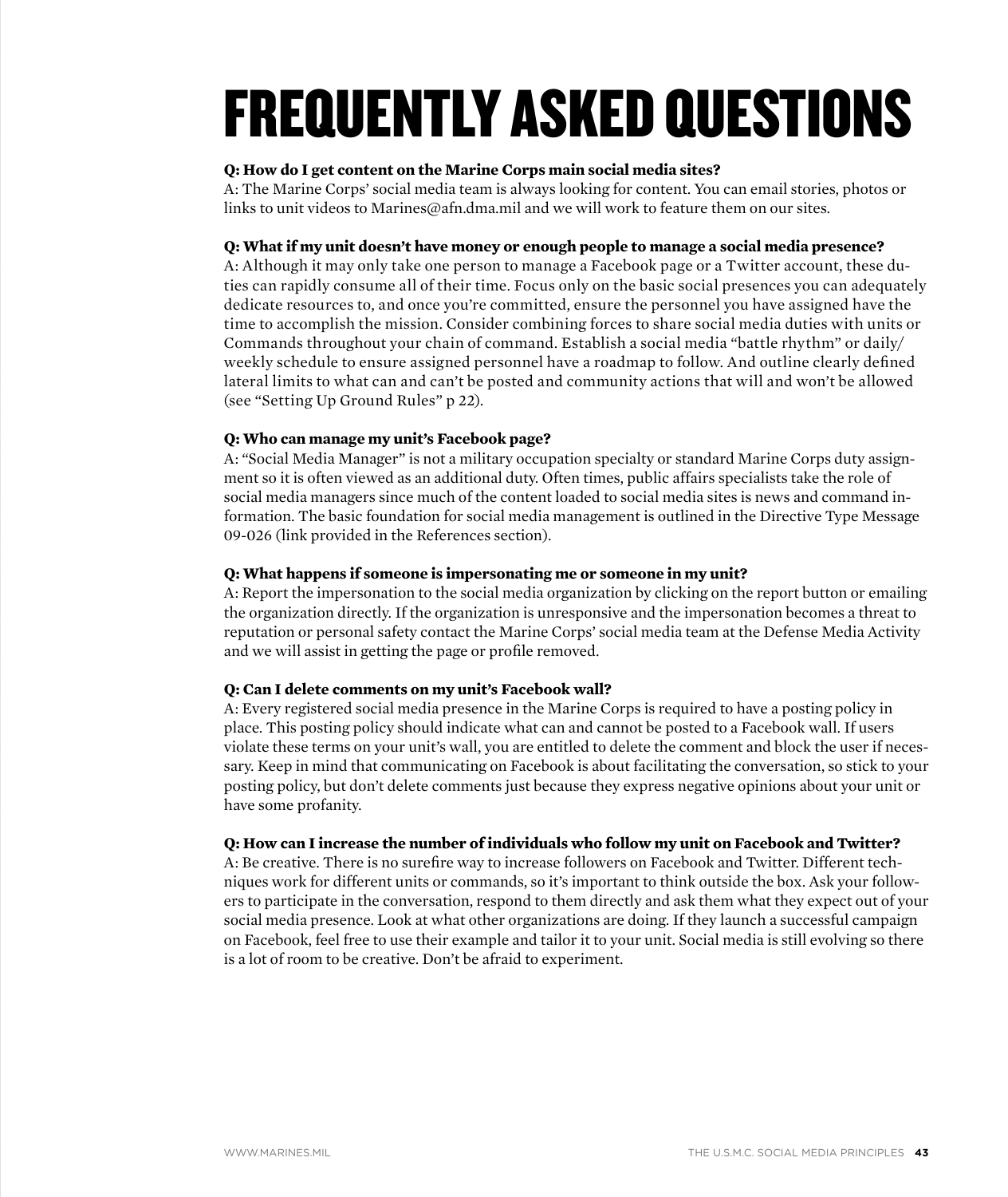# FREQUENTLY ASKED QUESTIONS

**Q: How do I get content on the Marine Corps main social media sites?**
A: The Marine Corps' social media team is always looking for content. You can email stories, photos or links to unit videos to Marines@afn.dma.mil and we will work to feature them on our sites.

**Q: What if my unit doesn't have money or enough people to manage a social media presence?**
A: Although it may only take one person to manage a Facebook page or a Twitter account, these duties can rapidly consume all of their time. Focus only on the basic social presences you can adequately dedicate resources to, and once you're committed, ensure the personnel you have assigned have the time to accomplish the mission. Consider combining forces to share social media duties with units or Commands throughout your chain of command. Establish a social media "battle rhythm" or daily/weekly schedule to ensure assigned personnel have a roadmap to follow. And outline clearly defined lateral limits to what can and can't be posted and community actions that will and won't be allowed (see "Setting Up Ground Rules" p 22).

**Q: Who can manage my unit's Facebook page?**
A: "Social Media Manager" is not a military occupation specialty or standard Marine Corps duty assignment so it is often viewed as an additional duty. Often times, public affairs specialists take the role of social media managers since much of the content loaded to social media sites is news and command information. The basic foundation for social media management is outlined in the Directive Type Message 09-026 (link provided in the References section).

**Q: What happens if someone is impersonating me or someone in my unit?**
A: Report the impersonation to the social media organization by clicking on the report button or emailing the organization directly. If the organization is unresponsive and the impersonation becomes a threat to reputation or personal safety contact the Marine Corps' social media team at the Defense Media Activity and we will assist in getting the page or profile removed.

**Q: Can I delete comments on my unit's Facebook wall?**
A: Every registered social media presence in the Marine Corps is required to have a posting policy in place. This posting policy should indicate what can and cannot be posted to a Facebook wall. If users violate these terms on your unit's wall, you are entitled to delete the comment and block the user if necessary. Keep in mind that communicating on Facebook is about facilitating the conversation, so stick to your posting policy, but don't delete comments just because they express negative opinions about your unit or have some profanity.

**Q: How can I increase the number of individuals who follow my unit on Facebook and Twitter?**
A: Be creative. There is no surefire way to increase followers on Facebook and Twitter. Different techniques work for different units or commands, so it's important to think outside the box. Ask your followers to participate in the conversation, respond to them directly and ask them what they expect out of your social media presence. Look at what other organizations are doing. If they launch a successful campaign on Facebook, feel free to use their example and tailor it to your unit. Social media is still evolving so there is a lot of room to be creative. Don't be afraid to experiment.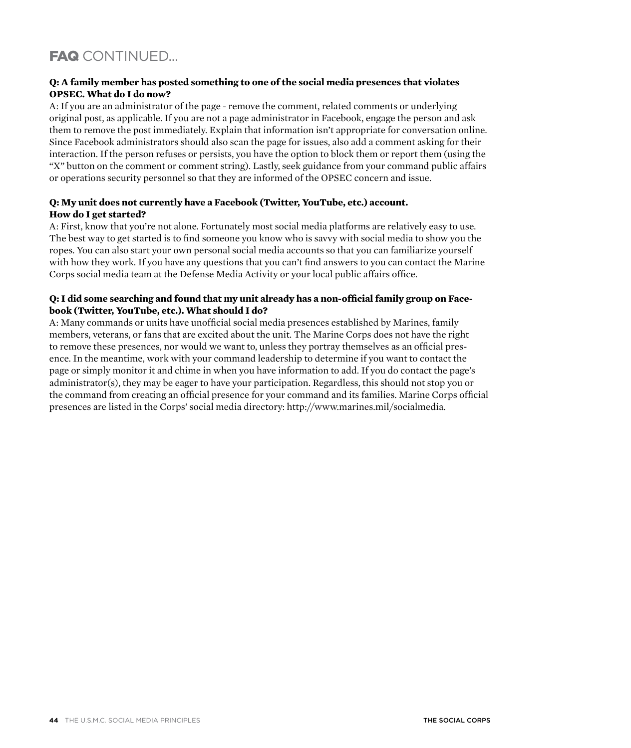## FAQ CONTINUED...

**Q: A family member has posted something to one of the social media presences that violates OPSEC. What do I do now?**

A: If you are an administrator of the page - remove the comment, related comments or underlying original post, as applicable. If you are not a page administrator in Facebook, engage the person and ask them to remove the post immediately. Explain that information isn't appropriate for conversation online. Since Facebook administrators should also scan the page for issues, also add a comment asking for their interaction. If the person refuses or persists, you have the option to block them or report them (using the "X" button on the comment or comment string). Lastly, seek guidance from your command public affairs or operations security personnel so that they are informed of the OPSEC concern and issue.

**Q: My unit does not currently have a Facebook (Twitter, YouTube, etc.) account. How do I get started?**

A: First, know that you're not alone. Fortunately most social media platforms are relatively easy to use. The best way to get started is to find someone you know who is savvy with social media to show you the ropes. You can also start your own personal social media accounts so that you can familiarize yourself with how they work. If you have any questions that you can't find answers to you can contact the Marine Corps social media team at the Defense Media Activity or your local public affairs office.

**Q: I did some searching and found that my unit already has a non-official family group on Facebook (Twitter, YouTube, etc.). What should I do?**

A: Many commands or units have unofficial social media presences established by Marines, family members, veterans, or fans that are excited about the unit. The Marine Corps does not have the right to remove these presences, nor would we want to, unless they portray themselves as an official presence. In the meantime, work with your command leadership to determine if you want to contact the page or simply monitor it and chime in when you have information to add. If you do contact the page's administrator(s), they may be eager to have your participation. Regardless, this should not stop you or the command from creating an official presence for your command and its families. Marine Corps official presences are listed in the Corps' social media directory: http://www.marines.mil/socialmedia.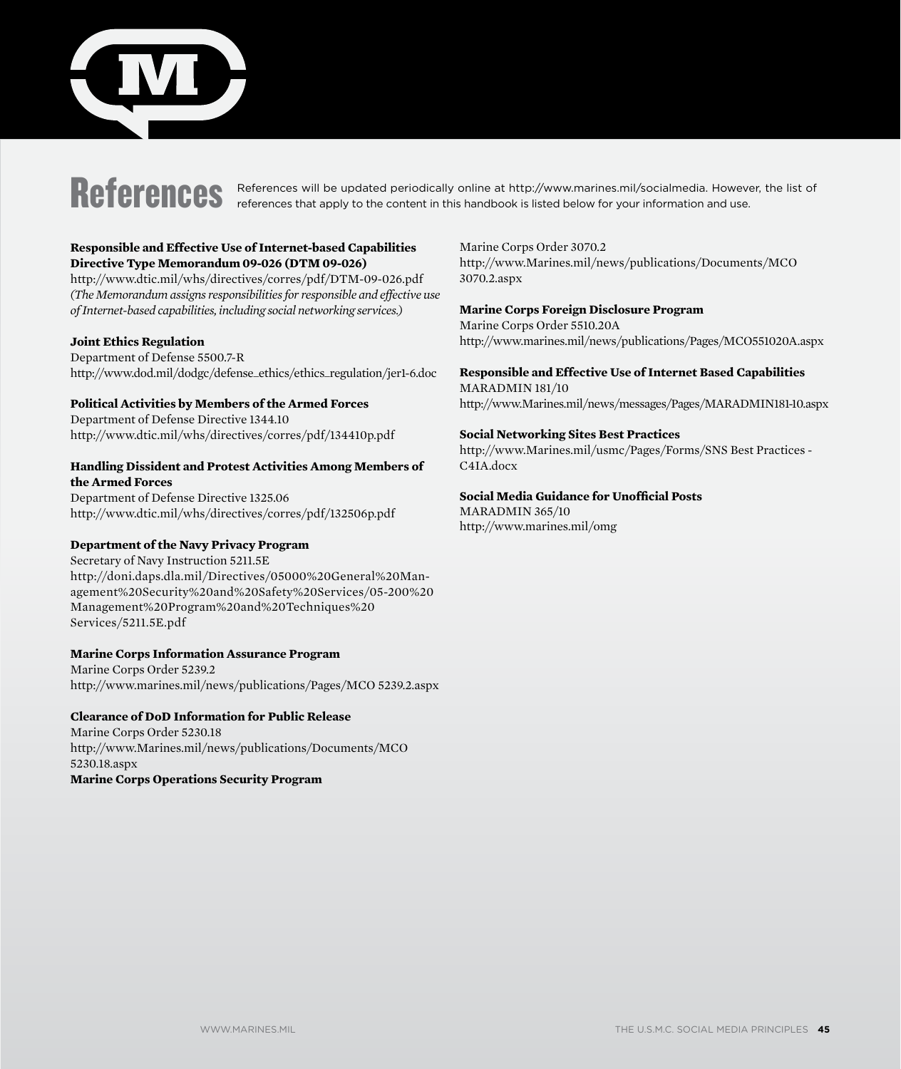# References

References will be updated periodically online at http://www.marines.mil/socialmedia. However, the list of references that apply to the content in this handbook is listed below for your information and use.

**Responsible and Effective Use of Internet-based Capabilities Directive Type Memorandum 09-026 (DTM 09-026)**
http://www.dtic.mil/whs/directives/corres/pdf/DTM-09-026.pdf
*(The Memorandum assigns responsibilities for responsible and effective use of Internet-based capabilities, including social networking services.)*

**Joint Ethics Regulation**
Department of Defense 5500.7-R
http://www.dod.mil/dodgc/defense_ethics/ethics_regulation/jer1-6.doc

**Political Activities by Members of the Armed Forces**
Department of Defense Directive 1344.10
http://www.dtic.mil/whs/directives/corres/pdf/134410p.pdf

**Handling Dissident and Protest Activities Among Members of the Armed Forces**
Department of Defense Directive 1325.06
http://www.dtic.mil/whs/directives/corres/pdf/132506p.pdf

**Department of the Navy Privacy Program**
Secretary of Navy Instruction 5211.5E
http://doni.daps.dla.mil/Directives/05000%20General%20Management%20Security%20and%20Safety%20Services/05-200%20Management%20Program%20and%20Techniques%20Services/5211.5E.pdf

**Marine Corps Information Assurance Program**
Marine Corps Order 5239.2
http://www.marines.mil/news/publications/Pages/MCO 5239.2.aspx

**Clearance of DoD Information for Public Release**
Marine Corps Order 5230.18
http://www.Marines.mil/news/publications/Documents/MCO 5230.18.aspx

**Marine Corps Operations Security Program**
Marine Corps Order 3070.2
http://www.Marines.mil/news/publications/Documents/MCO 3070.2.aspx

**Marine Corps Foreign Disclosure Program**
Marine Corps Order 5510.20A
http://www.marines.mil/news/publications/Pages/MCO551020A.aspx

**Responsible and Effective Use of Internet Based Capabilities**
MARADMIN 181/10
http://www.Marines.mil/news/messages/Pages/MARADMIN181-10.aspx

**Social Networking Sites Best Practices**
http://www.Marines.mil/usmc/Pages/Forms/SNS Best Practices - C4IA.docx

**Social Media Guidance for Unofficial Posts**
MARADMIN 365/10
http://www.marines.mil/omg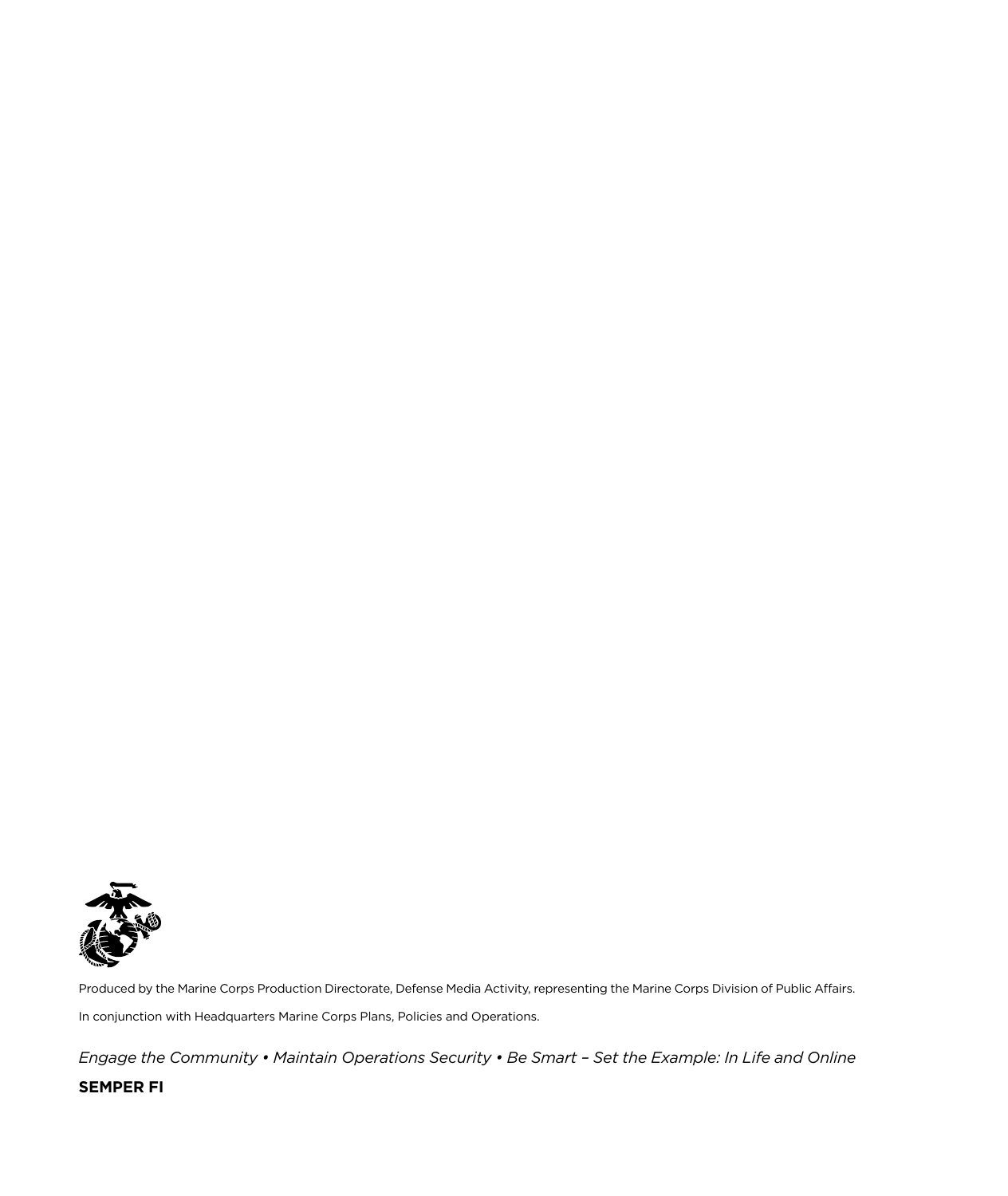Produced by the Marine Corps Production Directorate, Defense Media Activity, representing the Marine Corps Division of Public Affairs.

In conjunction with Headquarters Marine Corps Plans, Policies and Operations.

*Engage the Community • Maintain Operations Security • Be Smart – Set the Example: In Life and Online*

**SEMPER FI**